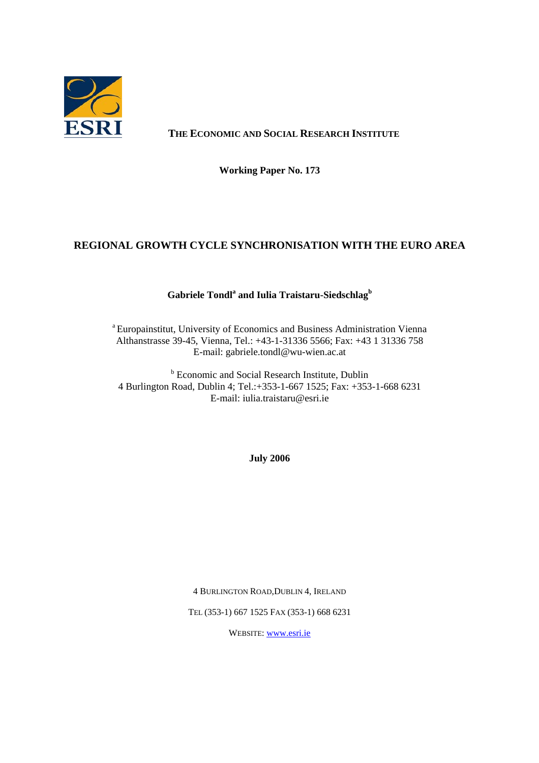**THE ECONOMIC AND SOCIAL RESEARCH INSTITUTE**

**Working Paper No. 173**

# REGIONAL GROWTH CYCLE SYNCHRONISATION WITH THE EURO AREA

**Gabriele Tondl[a] and Iulia Traistaru-Siedschlag[b]**

[a] Europainstitut, University of Economics and Business Administration Vienna
Althanstrasse 39-45, Vienna, Tel.: +43-1-31336 5566; Fax: +43 1 31336 758
E-mail: gabriele.tondl@wu-wien.ac.at

[b] Economic and Social Research Institute, Dublin
4 Burlington Road, Dublin 4; Tel.:+353-1-667 1525; Fax: +353-1-668 6231
E-mail: iulia.traistaru@esri.ie

**July 2006**

4 BURLINGTON ROAD, DUBLIN 4, IRELAND

TEL (353-1) 667 1525 FAX (353-1) 668 6231

WEBSITE: www.esri.ie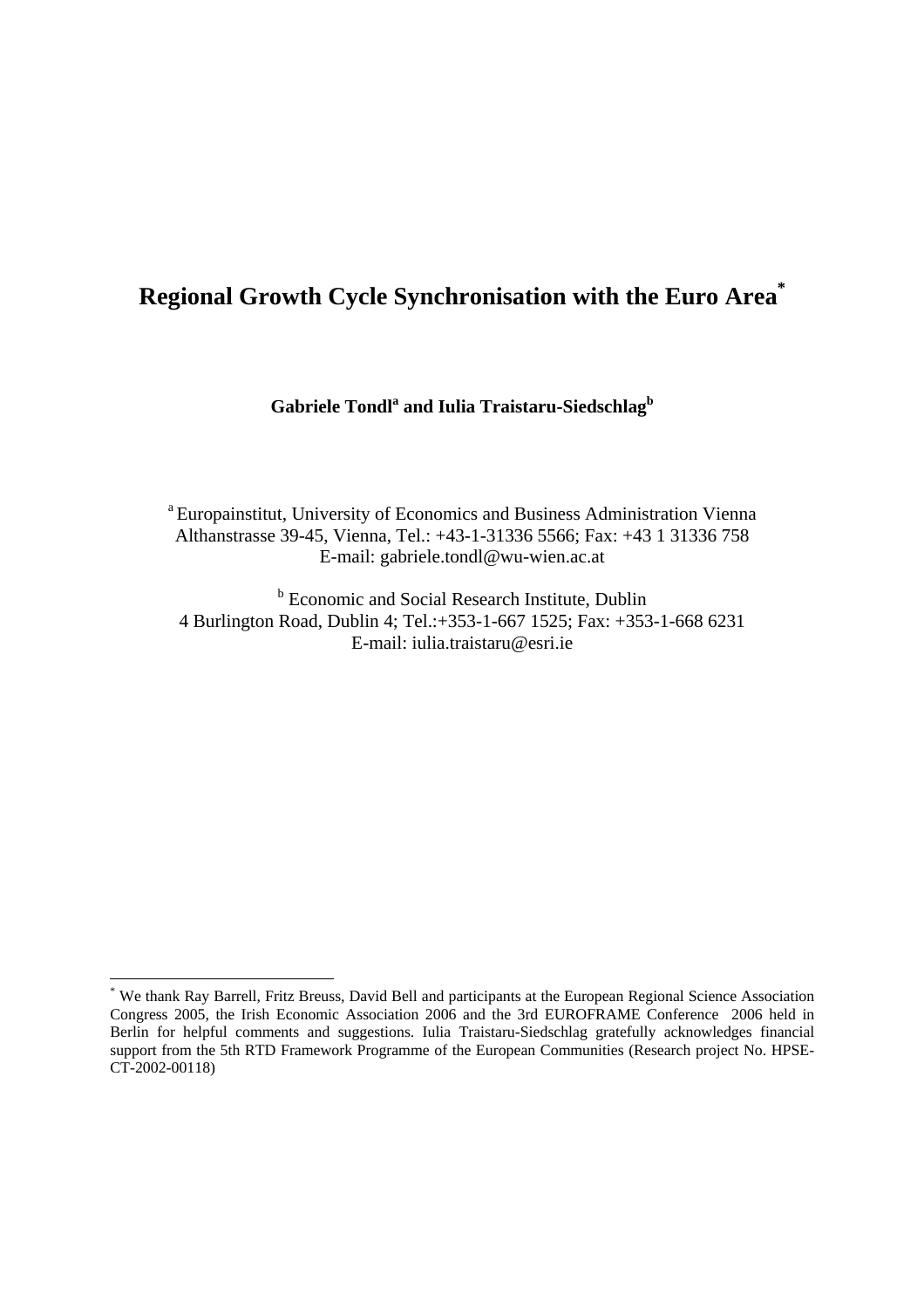# Regional Growth Cycle Synchronisation with the Euro Area[*]

**Gabriele Tondl[a] and Iulia Traistaru-Siedschlag[b]**

[a] Europainstitut, University of Economics and Business Administration Vienna
Althanstrasse 39-45, Vienna, Tel.: +43-1-31336 5566; Fax: +43 1 31336 758
E-mail: gabriele.tondl@wu-wien.ac.at

[b] Economic and Social Research Institute, Dublin
4 Burlington Road, Dublin 4; Tel.:+353-1-667 1525; Fax: +353-1-668 6231
E-mail: iulia.traistaru@esri.ie

---

[*] We thank Ray Barrell, Fritz Breuss, David Bell and participants at the European Regional Science Association Congress 2005, the Irish Economic Association 2006 and the 3rd EUROFRAME Conference 2006 held in Berlin for helpful comments and suggestions. Iulia Traistaru-Siedschlag gratefully acknowledges financial support from the 5th RTD Framework Programme of the European Communities (Research project No. HPSE-CT-2002-00118)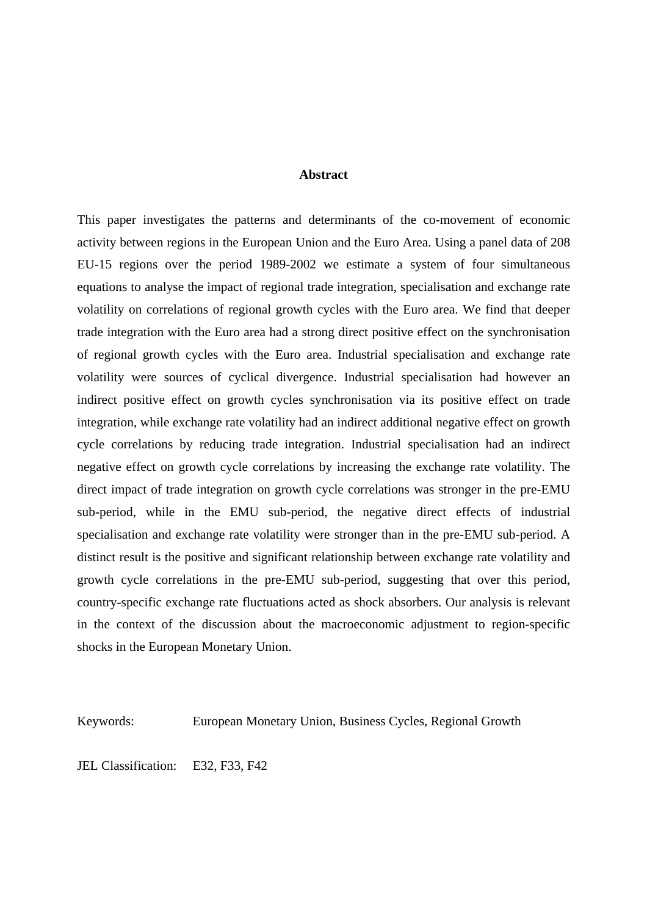## Abstract

This paper investigates the patterns and determinants of the co-movement of economic activity between regions in the European Union and the Euro Area. Using a panel data of 208 EU-15 regions over the period 1989-2002 we estimate a system of four simultaneous equations to analyse the impact of regional trade integration, specialisation and exchange rate volatility on correlations of regional growth cycles with the Euro area. We find that deeper trade integration with the Euro area had a strong direct positive effect on the synchronisation of regional growth cycles with the Euro area. Industrial specialisation and exchange rate volatility were sources of cyclical divergence. Industrial specialisation had however an indirect positive effect on growth cycles synchronisation via its positive effect on trade integration, while exchange rate volatility had an indirect additional negative effect on growth cycle correlations by reducing trade integration. Industrial specialisation had an indirect negative effect on growth cycle correlations by increasing the exchange rate volatility. The direct impact of trade integration on growth cycle correlations was stronger in the pre-EMU sub-period, while in the EMU sub-period, the negative direct effects of industrial specialisation and exchange rate volatility were stronger than in the pre-EMU sub-period. A distinct result is the positive and significant relationship between exchange rate volatility and growth cycle correlations in the pre-EMU sub-period, suggesting that over this period, country-specific exchange rate fluctuations acted as shock absorbers. Our analysis is relevant in the context of the discussion about the macroeconomic adjustment to region-specific shocks in the European Monetary Union.

Keywords: European Monetary Union, Business Cycles, Regional Growth

JEL Classification: E32, F33, F42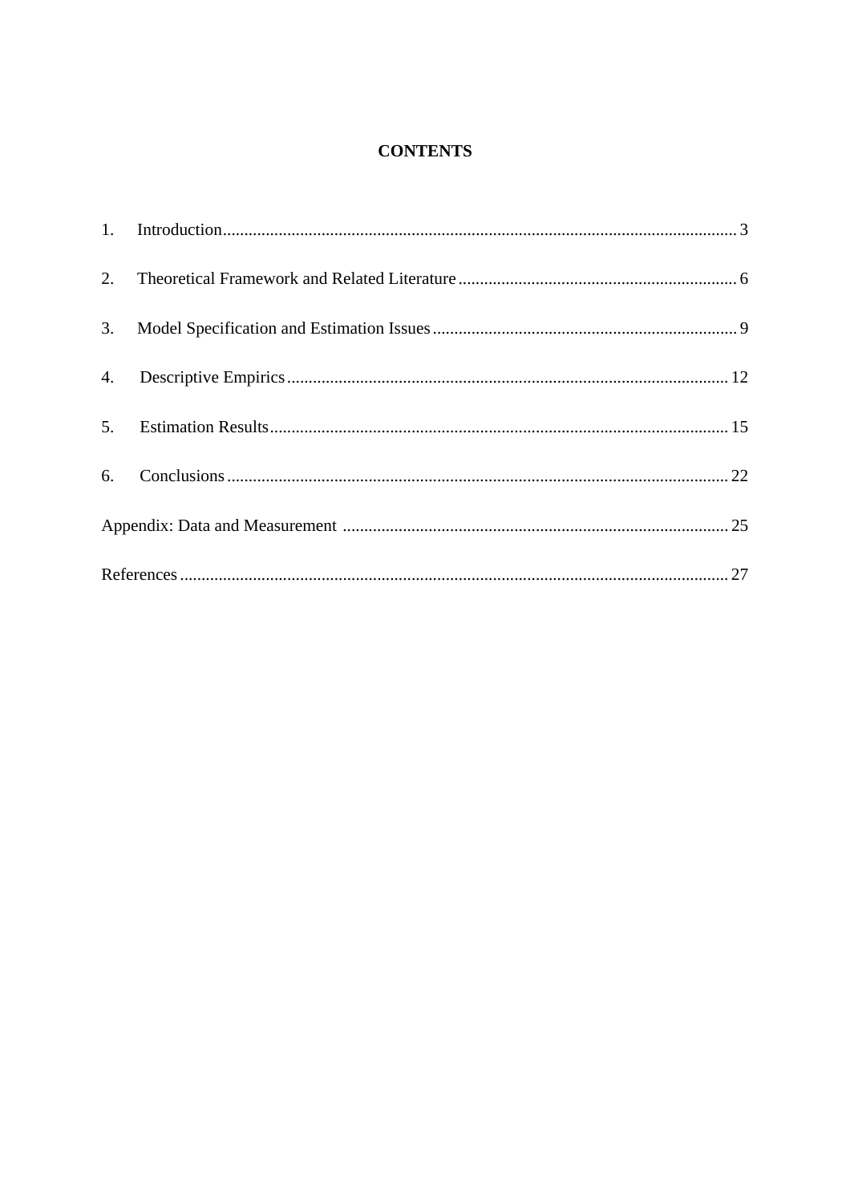**CONTENTS**

1. Introduction ........................................................................................................ 3
2. Theoretical Framework and Related Literature ................................................................ 6
3. Model Specification and Estimation Issues ...................................................................... 9
4. Descriptive Empirics ...................................................................................................... 12
5. Estimation Results .......................................................................................................... 15
6. Conclusions .................................................................................................................... 22

Appendix: Data and Measurement ......................................................................................... 25

References .............................................................................................................................. 27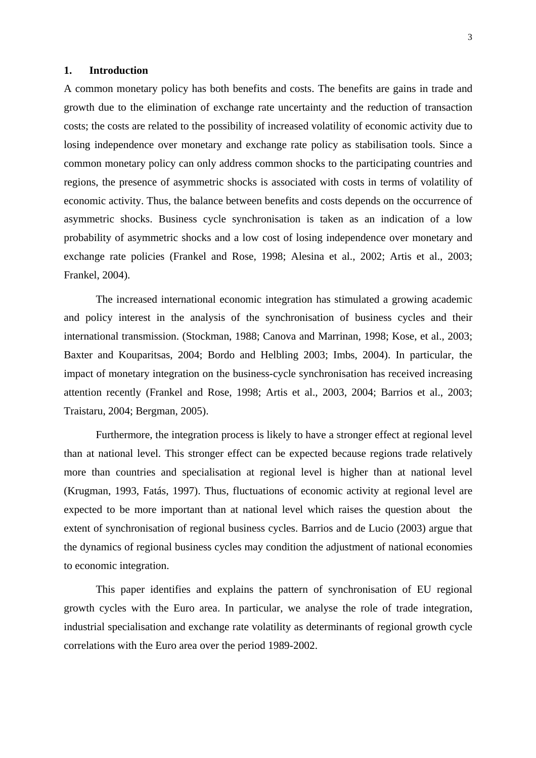## 1. Introduction

A common monetary policy has both benefits and costs. The benefits are gains in trade and growth due to the elimination of exchange rate uncertainty and the reduction of transaction costs; the costs are related to the possibility of increased volatility of economic activity due to losing independence over monetary and exchange rate policy as stabilisation tools. Since a common monetary policy can only address common shocks to the participating countries and regions, the presence of asymmetric shocks is associated with costs in terms of volatility of economic activity. Thus, the balance between benefits and costs depends on the occurrence of asymmetric shocks. Business cycle synchronisation is taken as an indication of a low probability of asymmetric shocks and a low cost of losing independence over monetary and exchange rate policies (Frankel and Rose, 1998; Alesina et al., 2002; Artis et al., 2003; Frankel, 2004).

The increased international economic integration has stimulated a growing academic and policy interest in the analysis of the synchronisation of business cycles and their international transmission. (Stockman, 1988; Canova and Marrinan, 1998; Kose, et al., 2003; Baxter and Kouparitsas, 2004; Bordo and Helbling 2003; Imbs, 2004). In particular, the impact of monetary integration on the business-cycle synchronisation has received increasing attention recently (Frankel and Rose, 1998; Artis et al., 2003, 2004; Barrios et al., 2003; Traistaru, 2004; Bergman, 2005).

Furthermore, the integration process is likely to have a stronger effect at regional level than at national level. This stronger effect can be expected because regions trade relatively more than countries and specialisation at regional level is higher than at national level (Krugman, 1993, Fatás, 1997). Thus, fluctuations of economic activity at regional level are expected to be more important than at national level which raises the question about the extent of synchronisation of regional business cycles. Barrios and de Lucio (2003) argue that the dynamics of regional business cycles may condition the adjustment of national economies to economic integration.

This paper identifies and explains the pattern of synchronisation of EU regional growth cycles with the Euro area. In particular, we analyse the role of trade integration, industrial specialisation and exchange rate volatility as determinants of regional growth cycle correlations with the Euro area over the period 1989-2002.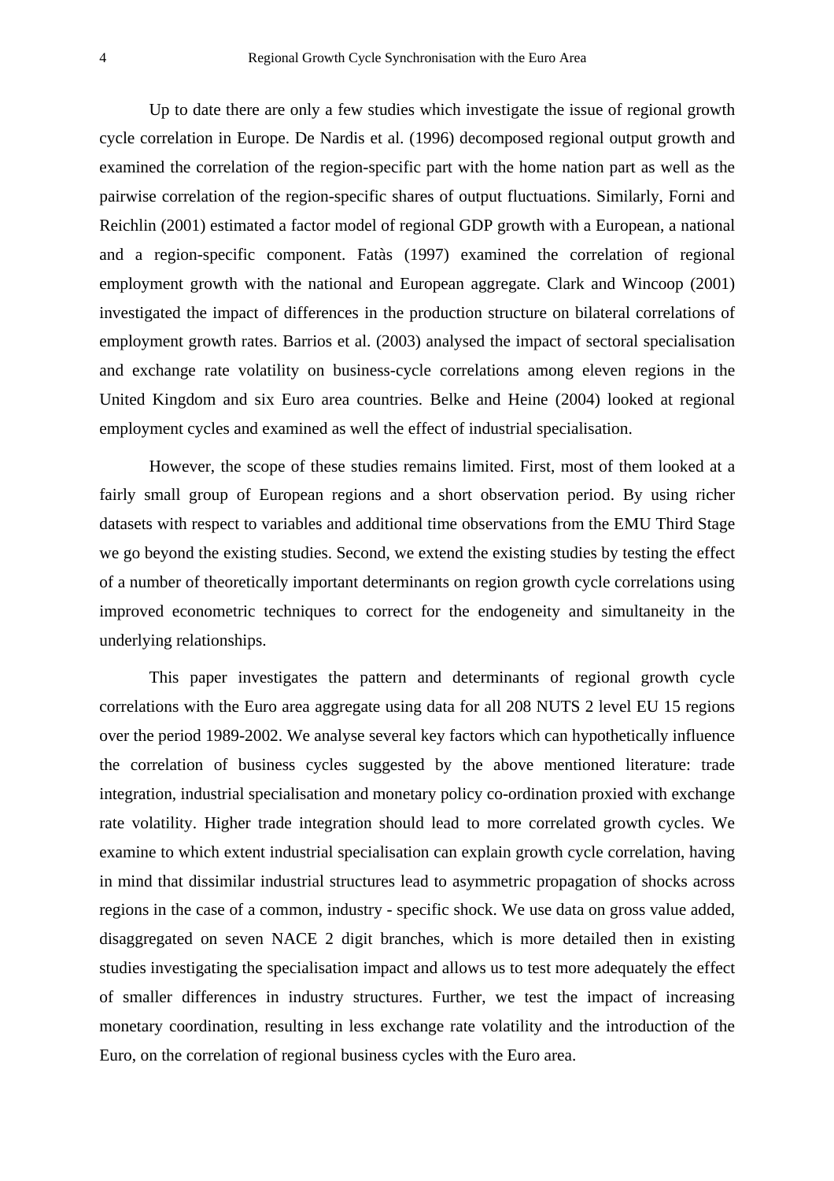Up to date there are only a few studies which investigate the issue of regional growth cycle correlation in Europe. De Nardis et al. (1996) decomposed regional output growth and examined the correlation of the region-specific part with the home nation part as well as the pairwise correlation of the region-specific shares of output fluctuations. Similarly, Forni and Reichlin (2001) estimated a factor model of regional GDP growth with a European, a national and a region-specific component. Fatàs (1997) examined the correlation of regional employment growth with the national and European aggregate. Clark and Wincoop (2001) investigated the impact of differences in the production structure on bilateral correlations of employment growth rates. Barrios et al. (2003) analysed the impact of sectoral specialisation and exchange rate volatility on business-cycle correlations among eleven regions in the United Kingdom and six Euro area countries. Belke and Heine (2004) looked at regional employment cycles and examined as well the effect of industrial specialisation.

However, the scope of these studies remains limited. First, most of them looked at a fairly small group of European regions and a short observation period. By using richer datasets with respect to variables and additional time observations from the EMU Third Stage we go beyond the existing studies. Second, we extend the existing studies by testing the effect of a number of theoretically important determinants on region growth cycle correlations using improved econometric techniques to correct for the endogeneity and simultaneity in the underlying relationships.

This paper investigates the pattern and determinants of regional growth cycle correlations with the Euro area aggregate using data for all 208 NUTS 2 level EU 15 regions over the period 1989-2002. We analyse several key factors which can hypothetically influence the correlation of business cycles suggested by the above mentioned literature: trade integration, industrial specialisation and monetary policy co-ordination proxied with exchange rate volatility. Higher trade integration should lead to more correlated growth cycles. We examine to which extent industrial specialisation can explain growth cycle correlation, having in mind that dissimilar industrial structures lead to asymmetric propagation of shocks across regions in the case of a common, industry - specific shock. We use data on gross value added, disaggregated on seven NACE 2 digit branches, which is more detailed then in existing studies investigating the specialisation impact and allows us to test more adequately the effect of smaller differences in industry structures. Further, we test the impact of increasing monetary coordination, resulting in less exchange rate volatility and the introduction of the Euro, on the correlation of regional business cycles with the Euro area.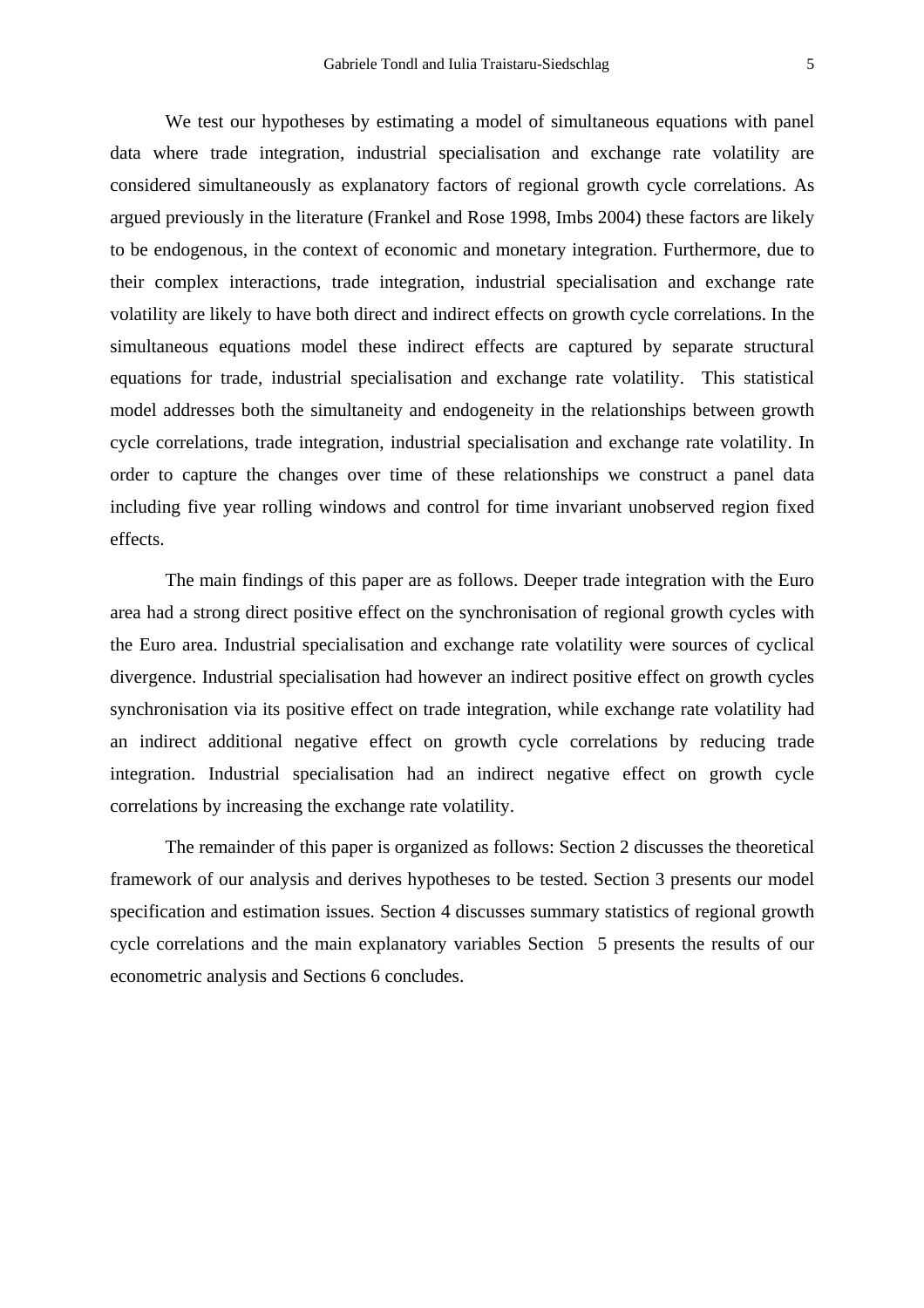We test our hypotheses by estimating a model of simultaneous equations with panel data where trade integration, industrial specialisation and exchange rate volatility are considered simultaneously as explanatory factors of regional growth cycle correlations. As argued previously in the literature (Frankel and Rose 1998, Imbs 2004) these factors are likely to be endogenous, in the context of economic and monetary integration. Furthermore, due to their complex interactions, trade integration, industrial specialisation and exchange rate volatility are likely to have both direct and indirect effects on growth cycle correlations. In the simultaneous equations model these indirect effects are captured by separate structural equations for trade, industrial specialisation and exchange rate volatility. This statistical model addresses both the simultaneity and endogeneity in the relationships between growth cycle correlations, trade integration, industrial specialisation and exchange rate volatility. In order to capture the changes over time of these relationships we construct a panel data including five year rolling windows and control for time invariant unobserved region fixed effects.

The main findings of this paper are as follows. Deeper trade integration with the Euro area had a strong direct positive effect on the synchronisation of regional growth cycles with the Euro area. Industrial specialisation and exchange rate volatility were sources of cyclical divergence. Industrial specialisation had however an indirect positive effect on growth cycles synchronisation via its positive effect on trade integration, while exchange rate volatility had an indirect additional negative effect on growth cycle correlations by reducing trade integration. Industrial specialisation had an indirect negative effect on growth cycle correlations by increasing the exchange rate volatility.

The remainder of this paper is organized as follows: Section 2 discusses the theoretical framework of our analysis and derives hypotheses to be tested. Section 3 presents our model specification and estimation issues. Section 4 discusses summary statistics of regional growth cycle correlations and the main explanatory variables Section 5 presents the results of our econometric analysis and Sections 6 concludes.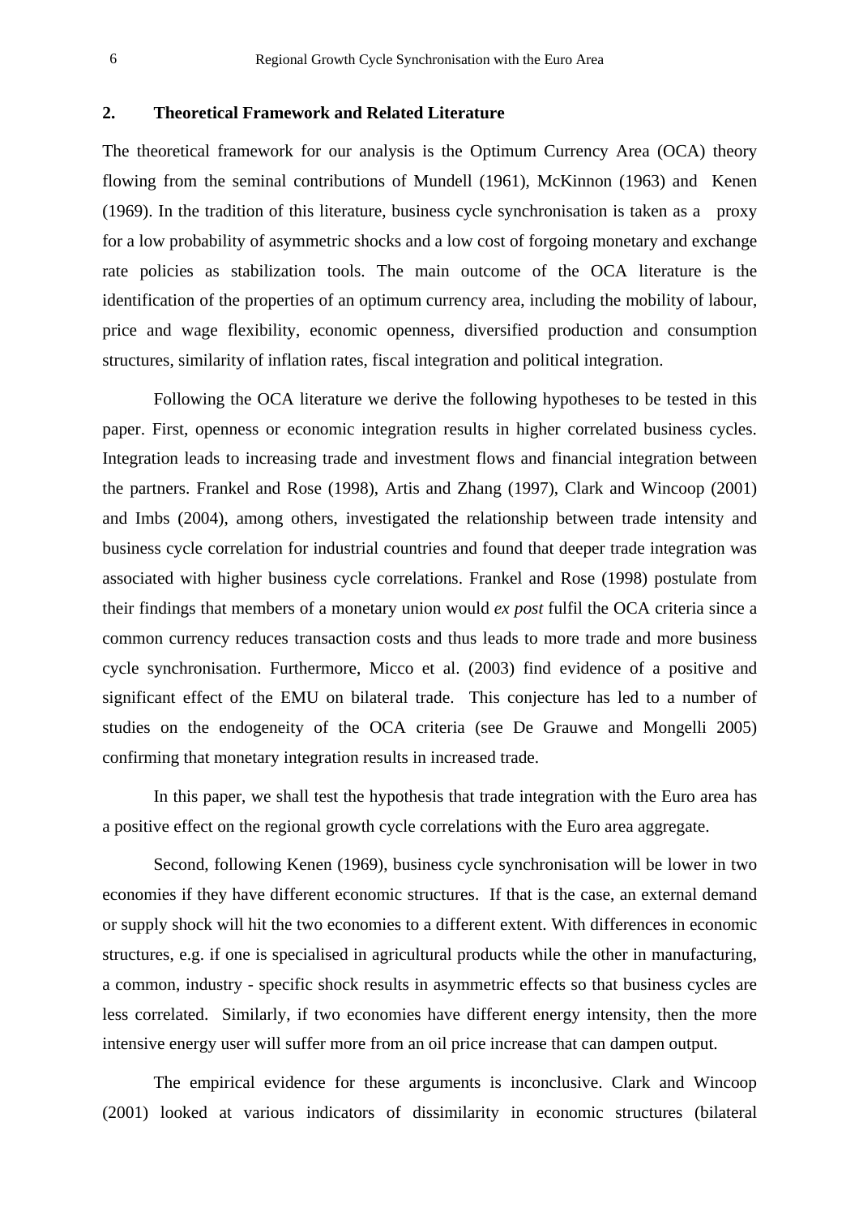## 2. Theoretical Framework and Related Literature

The theoretical framework for our analysis is the Optimum Currency Area (OCA) theory flowing from the seminal contributions of Mundell (1961), McKinnon (1963) and Kenen (1969). In the tradition of this literature, business cycle synchronisation is taken as a proxy for a low probability of asymmetric shocks and a low cost of forgoing monetary and exchange rate policies as stabilization tools. The main outcome of the OCA literature is the identification of the properties of an optimum currency area, including the mobility of labour, price and wage flexibility, economic openness, diversified production and consumption structures, similarity of inflation rates, fiscal integration and political integration.

Following the OCA literature we derive the following hypotheses to be tested in this paper. First, openness or economic integration results in higher correlated business cycles. Integration leads to increasing trade and investment flows and financial integration between the partners. Frankel and Rose (1998), Artis and Zhang (1997), Clark and Wincoop (2001) and Imbs (2004), among others, investigated the relationship between trade intensity and business cycle correlation for industrial countries and found that deeper trade integration was associated with higher business cycle correlations. Frankel and Rose (1998) postulate from their findings that members of a monetary union would *ex post* fulfil the OCA criteria since a common currency reduces transaction costs and thus leads to more trade and more business cycle synchronisation. Furthermore, Micco et al. (2003) find evidence of a positive and significant effect of the EMU on bilateral trade. This conjecture has led to a number of studies on the endogeneity of the OCA criteria (see De Grauwe and Mongelli 2005) confirming that monetary integration results in increased trade.

In this paper, we shall test the hypothesis that trade integration with the Euro area has a positive effect on the regional growth cycle correlations with the Euro area aggregate.

Second, following Kenen (1969), business cycle synchronisation will be lower in two economies if they have different economic structures. If that is the case, an external demand or supply shock will hit the two economies to a different extent. With differences in economic structures, e.g. if one is specialised in agricultural products while the other in manufacturing, a common, industry - specific shock results in asymmetric effects so that business cycles are less correlated. Similarly, if two economies have different energy intensity, then the more intensive energy user will suffer more from an oil price increase that can dampen output.

The empirical evidence for these arguments is inconclusive. Clark and Wincoop (2001) looked at various indicators of dissimilarity in economic structures (bilateral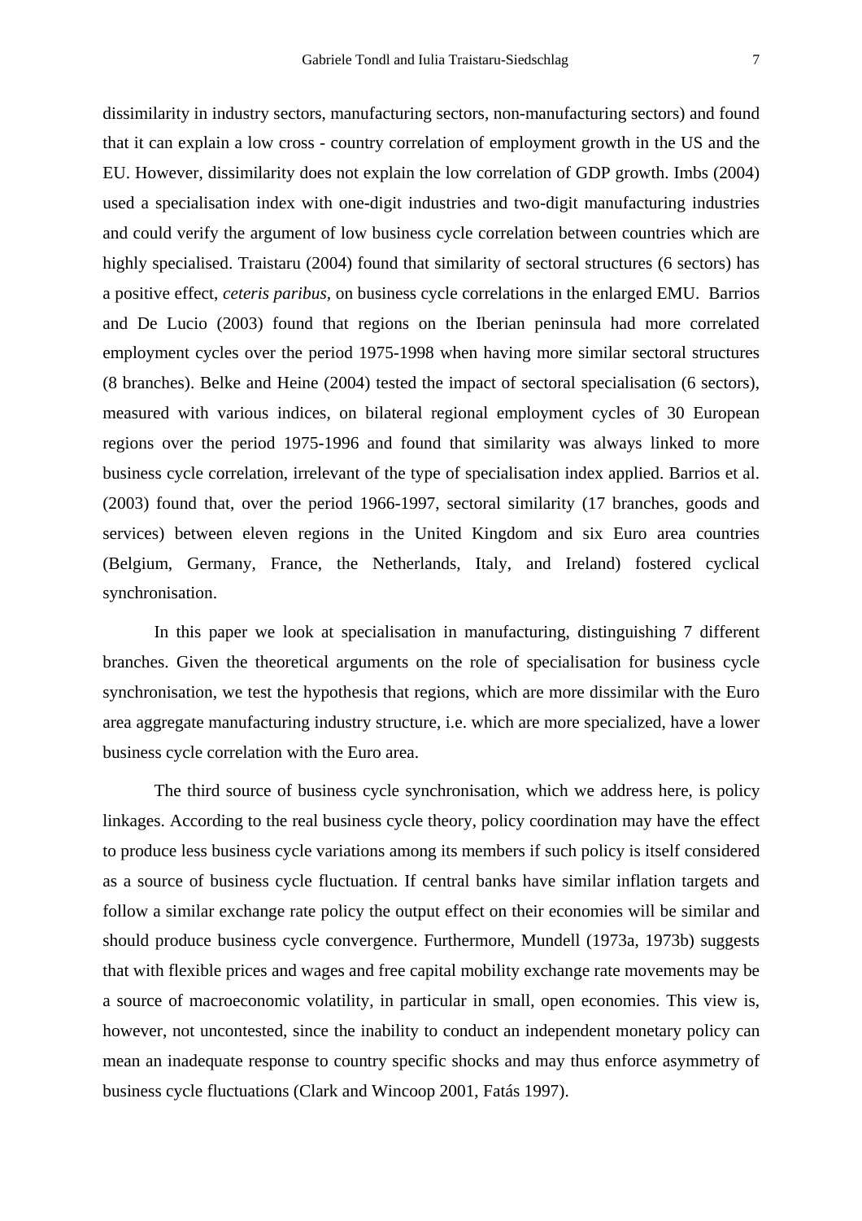dissimilarity in industry sectors, manufacturing sectors, non-manufacturing sectors) and found that it can explain a low cross - country correlation of employment growth in the US and the EU. However, dissimilarity does not explain the low correlation of GDP growth. Imbs (2004) used a specialisation index with one-digit industries and two-digit manufacturing industries and could verify the argument of low business cycle correlation between countries which are highly specialised. Traistaru (2004) found that similarity of sectoral structures (6 sectors) has a positive effect, *ceteris paribus*, on business cycle correlations in the enlarged EMU. Barrios and De Lucio (2003) found that regions on the Iberian peninsula had more correlated employment cycles over the period 1975-1998 when having more similar sectoral structures (8 branches). Belke and Heine (2004) tested the impact of sectoral specialisation (6 sectors), measured with various indices, on bilateral regional employment cycles of 30 European regions over the period 1975-1996 and found that similarity was always linked to more business cycle correlation, irrelevant of the type of specialisation index applied. Barrios et al. (2003) found that, over the period 1966-1997, sectoral similarity (17 branches, goods and services) between eleven regions in the United Kingdom and six Euro area countries (Belgium, Germany, France, the Netherlands, Italy, and Ireland) fostered cyclical synchronisation.

In this paper we look at specialisation in manufacturing, distinguishing 7 different branches. Given the theoretical arguments on the role of specialisation for business cycle synchronisation, we test the hypothesis that regions, which are more dissimilar with the Euro area aggregate manufacturing industry structure, i.e. which are more specialized, have a lower business cycle correlation with the Euro area.

The third source of business cycle synchronisation, which we address here, is policy linkages. According to the real business cycle theory, policy coordination may have the effect to produce less business cycle variations among its members if such policy is itself considered as a source of business cycle fluctuation. If central banks have similar inflation targets and follow a similar exchange rate policy the output effect on their economies will be similar and should produce business cycle convergence. Furthermore, Mundell (1973a, 1973b) suggests that with flexible prices and wages and free capital mobility exchange rate movements may be a source of macroeconomic volatility, in particular in small, open economies. This view is, however, not uncontested, since the inability to conduct an independent monetary policy can mean an inadequate response to country specific shocks and may thus enforce asymmetry of business cycle fluctuations (Clark and Wincoop 2001, Fatás 1997).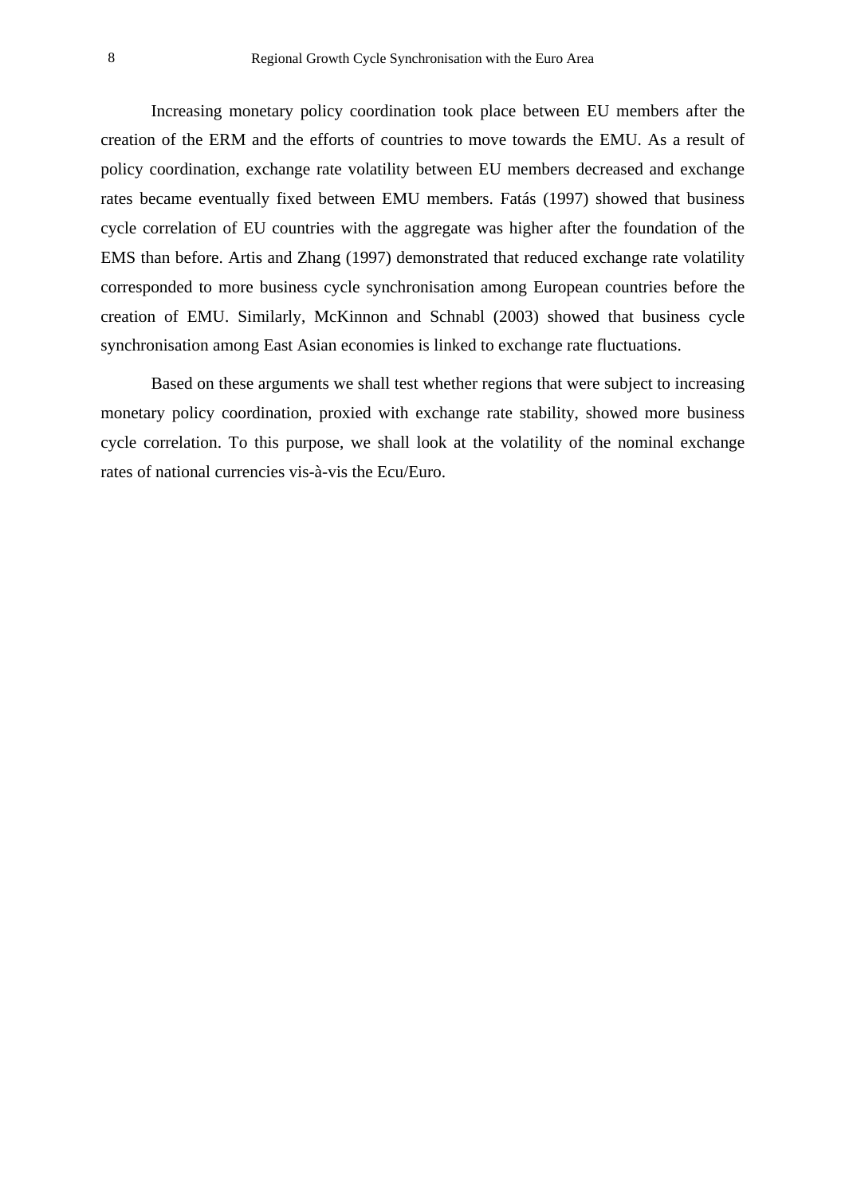Increasing monetary policy coordination took place between EU members after the creation of the ERM and the efforts of countries to move towards the EMU. As a result of policy coordination, exchange rate volatility between EU members decreased and exchange rates became eventually fixed between EMU members. Fatás (1997) showed that business cycle correlation of EU countries with the aggregate was higher after the foundation of the EMS than before. Artis and Zhang (1997) demonstrated that reduced exchange rate volatility corresponded to more business cycle synchronisation among European countries before the creation of EMU. Similarly, McKinnon and Schnabl (2003) showed that business cycle synchronisation among East Asian economies is linked to exchange rate fluctuations.

Based on these arguments we shall test whether regions that were subject to increasing monetary policy coordination, proxied with exchange rate stability, showed more business cycle correlation. To this purpose, we shall look at the volatility of the nominal exchange rates of national currencies vis-à-vis the Ecu/Euro.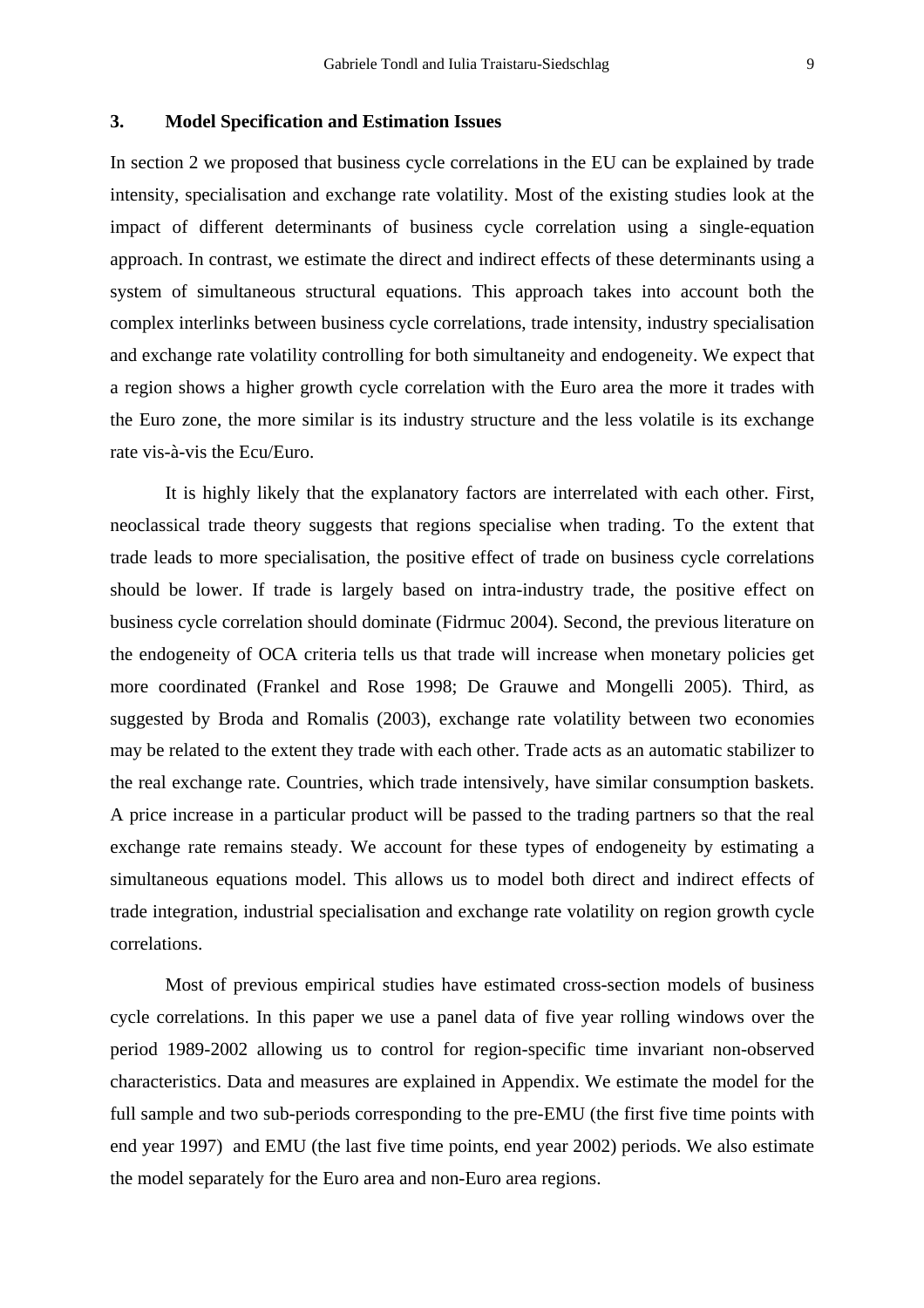## 3. Model Specification and Estimation Issues

In section 2 we proposed that business cycle correlations in the EU can be explained by trade intensity, specialisation and exchange rate volatility. Most of the existing studies look at the impact of different determinants of business cycle correlation using a single-equation approach. In contrast, we estimate the direct and indirect effects of these determinants using a system of simultaneous structural equations. This approach takes into account both the complex interlinks between business cycle correlations, trade intensity, industry specialisation and exchange rate volatility controlling for both simultaneity and endogeneity. We expect that a region shows a higher growth cycle correlation with the Euro area the more it trades with the Euro zone, the more similar is its industry structure and the less volatile is its exchange rate vis-à-vis the Ecu/Euro.

It is highly likely that the explanatory factors are interrelated with each other. First, neoclassical trade theory suggests that regions specialise when trading. To the extent that trade leads to more specialisation, the positive effect of trade on business cycle correlations should be lower. If trade is largely based on intra-industry trade, the positive effect on business cycle correlation should dominate (Fidrmuc 2004). Second, the previous literature on the endogeneity of OCA criteria tells us that trade will increase when monetary policies get more coordinated (Frankel and Rose 1998; De Grauwe and Mongelli 2005). Third, as suggested by Broda and Romalis (2003), exchange rate volatility between two economies may be related to the extent they trade with each other. Trade acts as an automatic stabilizer to the real exchange rate. Countries, which trade intensively, have similar consumption baskets. A price increase in a particular product will be passed to the trading partners so that the real exchange rate remains steady. We account for these types of endogeneity by estimating a simultaneous equations model. This allows us to model both direct and indirect effects of trade integration, industrial specialisation and exchange rate volatility on region growth cycle correlations.

Most of previous empirical studies have estimated cross-section models of business cycle correlations. In this paper we use a panel data of five year rolling windows over the period 1989-2002 allowing us to control for region-specific time invariant non-observed characteristics. Data and measures are explained in Appendix. We estimate the model for the full sample and two sub-periods corresponding to the pre-EMU (the first five time points with end year 1997) and EMU (the last five time points, end year 2002) periods. We also estimate the model separately for the Euro area and non-Euro area regions.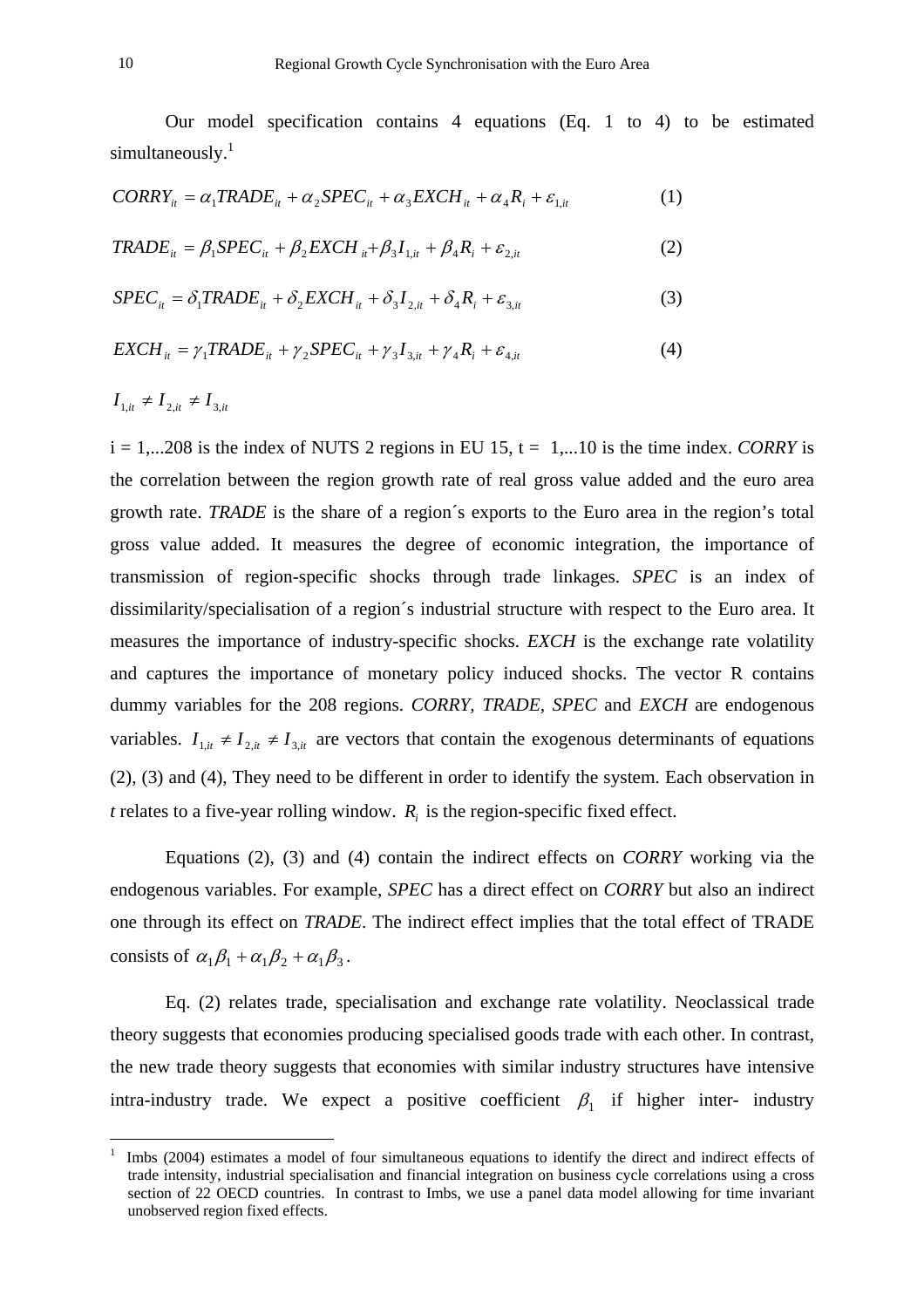Our model specification contains 4 equations (Eq. 1 to 4) to be estimated simultaneously.[1]

$$CORRY_{it} = \alpha_1 TRADE_{it} + \alpha_2 SPEC_{it} + \alpha_3 EXCH_{it} + \alpha_4 R_i + \varepsilon_{1,it} \quad (1)$$

$$TRADE_{it} = \beta_1 SPEC_{it} + \beta_2 EXCH_{it} + \beta_3 I_{1,it} + \beta_4 R_i + \varepsilon_{2,it} \quad (2)$$

$$SPEC_{it} = \delta_1 TRADE_{it} + \delta_2 EXCH_{it} + \delta_3 I_{2,it} + \delta_4 R_i + \varepsilon_{3,it} \quad (3)$$

$$EXCH_{it} = \gamma_1 TRADE_{it} + \gamma_2 SPEC_{it} + \gamma_3 I_{3,it} + \gamma_4 R_i + \varepsilon_{4,it} \quad (4)$$

$$I_{1,it} \neq I_{2,it} \neq I_{3,it}$$

i = 1,...208 is the index of NUTS 2 regions in EU 15, t = 1,...10 is the time index. *CORRY* is the correlation between the region growth rate of real gross value added and the euro area growth rate. *TRADE* is the share of a region´s exports to the Euro area in the region's total gross value added. It measures the degree of economic integration, the importance of transmission of region-specific shocks through trade linkages. *SPEC* is an index of dissimilarity/specialisation of a region´s industrial structure with respect to the Euro area. It measures the importance of industry-specific shocks. *EXCH* is the exchange rate volatility and captures the importance of monetary policy induced shocks. The vector R contains dummy variables for the 208 regions. *CORRY, TRADE*, *SPEC* and *EXCH* are endogenous variables. $I_{1,it} \neq I_{2,it} \neq I_{3,it}$ are vectors that contain the exogenous determinants of equations (2), (3) and (4), They need to be different in order to identify the system. Each observation in *t* relates to a five-year rolling window. $R_i$ is the region-specific fixed effect.

Equations (2), (3) and (4) contain the indirect effects on *CORRY* working via the endogenous variables. For example, *SPEC* has a direct effect on *CORRY* but also an indirect one through its effect on *TRADE*. The indirect effect implies that the total effect of TRADE consists of $\alpha_1\beta_1 + \alpha_1\beta_2 + \alpha_1\beta_3$.

Eq. (2) relates trade, specialisation and exchange rate volatility. Neoclassical trade theory suggests that economies producing specialised goods trade with each other. In contrast, the new trade theory suggests that economies with similar industry structures have intensive intra-industry trade. We expect a positive coefficient $\beta_1$ if higher inter- industry

---

[1] Imbs (2004) estimates a model of four simultaneous equations to identify the direct and indirect effects of trade intensity, industrial specialisation and financial integration on business cycle correlations using a cross section of 22 OECD countries. In contrast to Imbs, we use a panel data model allowing for time invariant unobserved region fixed effects.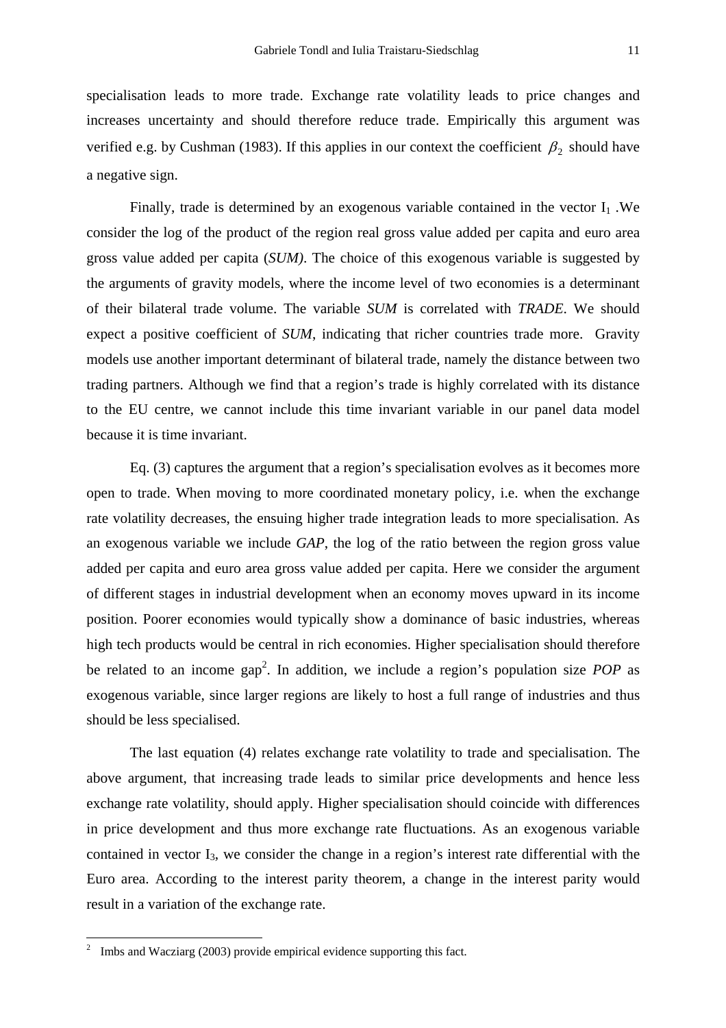specialisation leads to more trade. Exchange rate volatility leads to price changes and increases uncertainty and should therefore reduce trade. Empirically this argument was verified e.g. by Cushman (1983). If this applies in our context the coefficient $\beta_2$ should have a negative sign.

Finally, trade is determined by an exogenous variable contained in the vector $I_1$ .We consider the log of the product of the region real gross value added per capita and euro area gross value added per capita (*SUM)*. The choice of this exogenous variable is suggested by the arguments of gravity models, where the income level of two economies is a determinant of their bilateral trade volume. The variable *SUM* is correlated with *TRADE*. We should expect a positive coefficient of *SUM*, indicating that richer countries trade more. Gravity models use another important determinant of bilateral trade, namely the distance between two trading partners. Although we find that a region's trade is highly correlated with its distance to the EU centre, we cannot include this time invariant variable in our panel data model because it is time invariant.

Eq. (3) captures the argument that a region's specialisation evolves as it becomes more open to trade. When moving to more coordinated monetary policy, i.e. when the exchange rate volatility decreases, the ensuing higher trade integration leads to more specialisation. As an exogenous variable we include *GAP*, the log of the ratio between the region gross value added per capita and euro area gross value added per capita. Here we consider the argument of different stages in industrial development when an economy moves upward in its income position. Poorer economies would typically show a dominance of basic industries, whereas high tech products would be central in rich economies. Higher specialisation should therefore be related to an income gap[2]. In addition, we include a region's population size *POP* as exogenous variable, since larger regions are likely to host a full range of industries and thus should be less specialised.

The last equation (4) relates exchange rate volatility to trade and specialisation. The above argument, that increasing trade leads to similar price developments and hence less exchange rate volatility, should apply. Higher specialisation should coincide with differences in price development and thus more exchange rate fluctuations. As an exogenous variable contained in vector $I_3$, we consider the change in a region's interest rate differential with the Euro area. According to the interest parity theorem, a change in the interest parity would result in a variation of the exchange rate.

---

[2] Imbs and Wacziarg (2003) provide empirical evidence supporting this fact.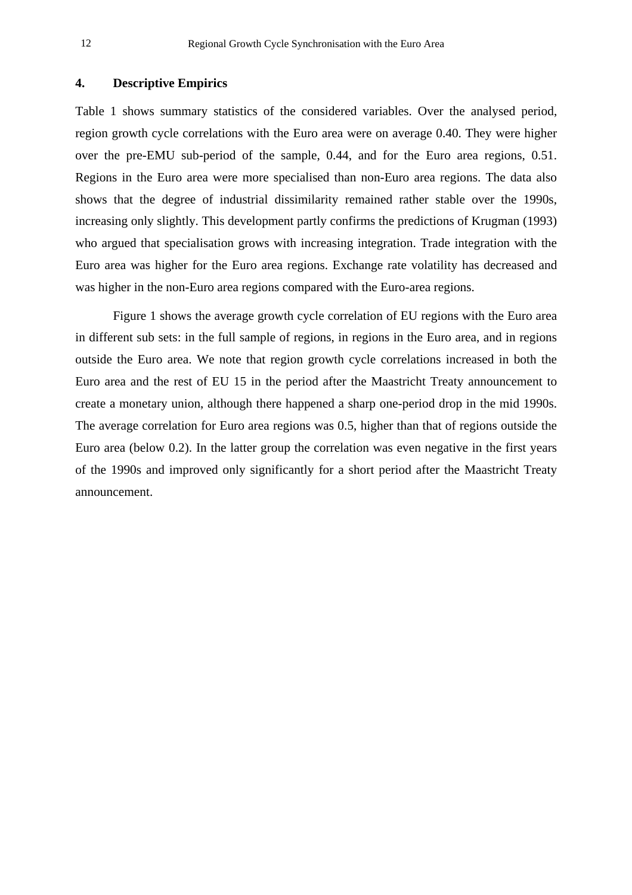## 4. Descriptive Empirics

Table 1 shows summary statistics of the considered variables. Over the analysed period, region growth cycle correlations with the Euro area were on average 0.40. They were higher over the pre-EMU sub-period of the sample, 0.44, and for the Euro area regions, 0.51. Regions in the Euro area were more specialised than non-Euro area regions. The data also shows that the degree of industrial dissimilarity remained rather stable over the 1990s, increasing only slightly. This development partly confirms the predictions of Krugman (1993) who argued that specialisation grows with increasing integration. Trade integration with the Euro area was higher for the Euro area regions. Exchange rate volatility has decreased and was higher in the non-Euro area regions compared with the Euro-area regions.

Figure 1 shows the average growth cycle correlation of EU regions with the Euro area in different sub sets: in the full sample of regions, in regions in the Euro area, and in regions outside the Euro area. We note that region growth cycle correlations increased in both the Euro area and the rest of EU 15 in the period after the Maastricht Treaty announcement to create a monetary union, although there happened a sharp one-period drop in the mid 1990s. The average correlation for Euro area regions was 0.5, higher than that of regions outside the Euro area (below 0.2). In the latter group the correlation was even negative in the first years of the 1990s and improved only significantly for a short period after the Maastricht Treaty announcement.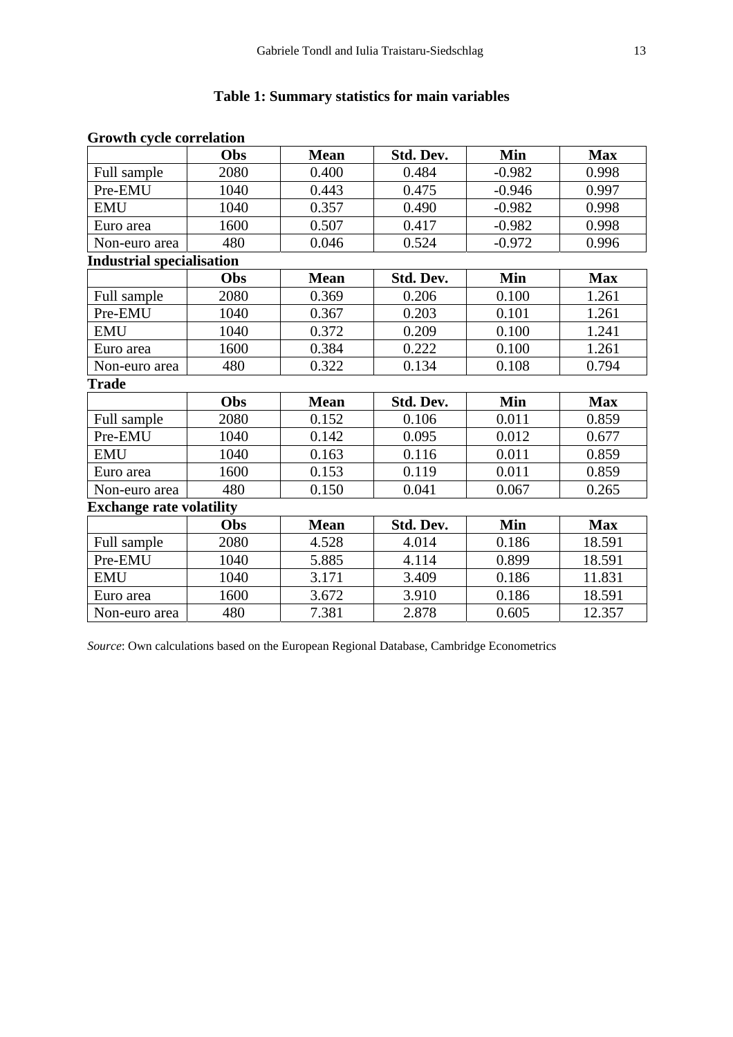**Table 1: Summary statistics for main variables**

**Growth cycle correlation**

| | Obs | Mean | Std. Dev. | Min | Max |
|---|---|---|---|---|---|
| Full sample | 2080 | 0.400 | 0.484 | -0.982 | 0.998 |
| Pre-EMU | 1040 | 0.443 | 0.475 | -0.946 | 0.997 |
| EMU | 1040 | 0.357 | 0.490 | -0.982 | 0.998 |
| Euro area | 1600 | 0.507 | 0.417 | -0.982 | 0.998 |
| Non-euro area | 480 | 0.046 | 0.524 | -0.972 | 0.996 |

**Industrial specialisation**

| | Obs | Mean | Std. Dev. | Min | Max |
|---|---|---|---|---|---|
| Full sample | 2080 | 0.369 | 0.206 | 0.100 | 1.261 |
| Pre-EMU | 1040 | 0.367 | 0.203 | 0.101 | 1.261 |
| EMU | 1040 | 0.372 | 0.209 | 0.100 | 1.241 |
| Euro area | 1600 | 0.384 | 0.222 | 0.100 | 1.261 |
| Non-euro area | 480 | 0.322 | 0.134 | 0.108 | 0.794 |

**Trade**

| | Obs | Mean | Std. Dev. | Min | Max |
|---|---|---|---|---|---|
| Full sample | 2080 | 0.152 | 0.106 | 0.011 | 0.859 |
| Pre-EMU | 1040 | 0.142 | 0.095 | 0.012 | 0.677 |
| EMU | 1040 | 0.163 | 0.116 | 0.011 | 0.859 |
| Euro area | 1600 | 0.153 | 0.119 | 0.011 | 0.859 |
| Non-euro area | 480 | 0.150 | 0.041 | 0.067 | 0.265 |

**Exchange rate volatility**

| | Obs | Mean | Std. Dev. | Min | Max |
|---|---|---|---|---|---|
| Full sample | 2080 | 4.528 | 4.014 | 0.186 | 18.591 |
| Pre-EMU | 1040 | 5.885 | 4.114 | 0.899 | 18.591 |
| EMU | 1040 | 3.171 | 3.409 | 0.186 | 11.831 |
| Euro area | 1600 | 3.672 | 3.910 | 0.186 | 18.591 |
| Non-euro area | 480 | 7.381 | 2.878 | 0.605 | 12.357 |

*Source*: Own calculations based on the European Regional Database, Cambridge Econometrics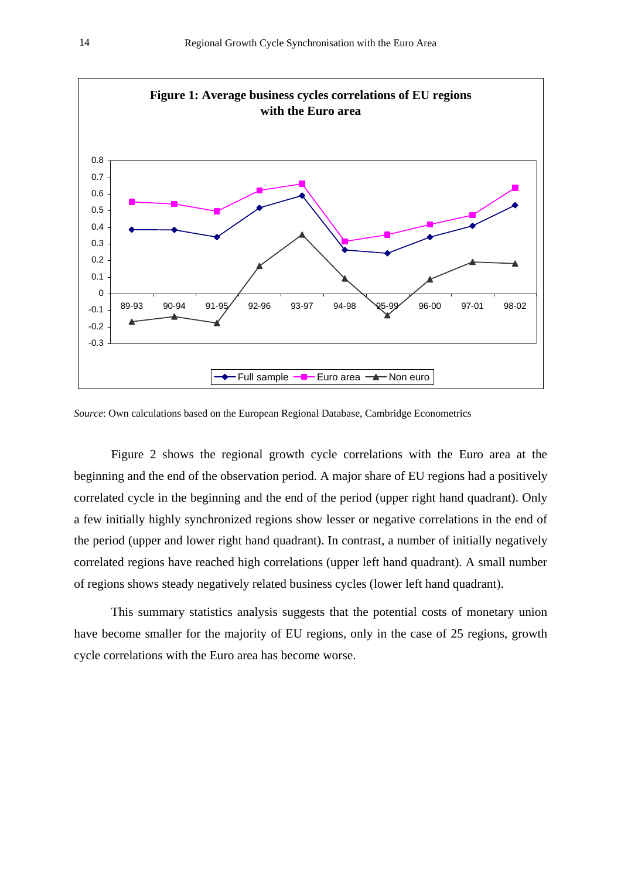**Figure 1: Average business cycles correlations of EU regions with the Euro area**

*Source*: Own calculations based on the European Regional Database, Cambridge Econometrics

Figure 2 shows the regional growth cycle correlations with the Euro area at the beginning and the end of the observation period. A major share of EU regions had a positively correlated cycle in the beginning and the end of the period (upper right hand quadrant). Only a few initially highly synchronized regions show lesser or negative correlations in the end of the period (upper and lower right hand quadrant). In contrast, a number of initially negatively correlated regions have reached high correlations (upper left hand quadrant). A small number of regions shows steady negatively related business cycles (lower left hand quadrant).

This summary statistics analysis suggests that the potential costs of monetary union have become smaller for the majority of EU regions, only in the case of 25 regions, growth cycle correlations with the Euro area has become worse.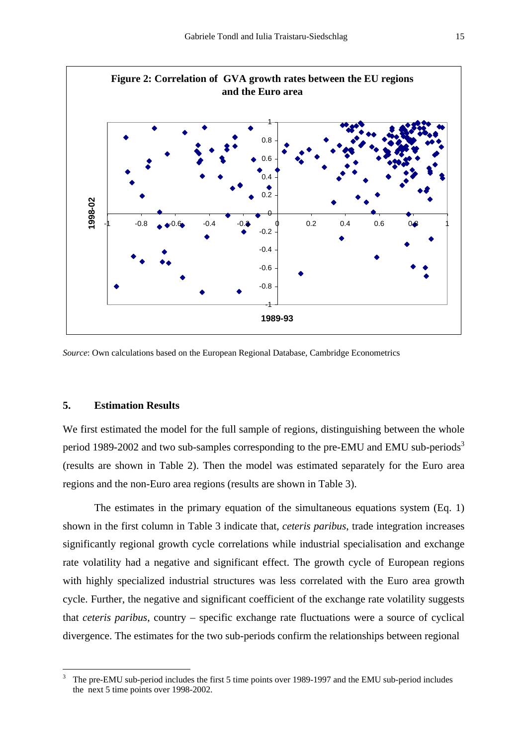**Figure 2: Correlation of GVA growth rates between the EU regions and the Euro area**

*Source*: Own calculations based on the European Regional Database, Cambridge Econometrics

## 5. Estimation Results

We first estimated the model for the full sample of regions, distinguishing between the whole period 1989-2002 and two sub-samples corresponding to the pre-EMU and EMU sub-periods[3] (results are shown in Table 2). Then the model was estimated separately for the Euro area regions and the non-Euro area regions (results are shown in Table 3).

The estimates in the primary equation of the simultaneous equations system (Eq. 1) shown in the first column in Table 3 indicate that, *ceteris paribus*, trade integration increases significantly regional growth cycle correlations while industrial specialisation and exchange rate volatility had a negative and significant effect. The growth cycle of European regions with highly specialized industrial structures was less correlated with the Euro area growth cycle. Further, the negative and significant coefficient of the exchange rate volatility suggests that *ceteris paribus*, country – specific exchange rate fluctuations were a source of cyclical divergence. The estimates for the two sub-periods confirm the relationships between regional

[3] The pre-EMU sub-period includes the first 5 time points over 1989-1997 and the EMU sub-period includes the next 5 time points over 1998-2002.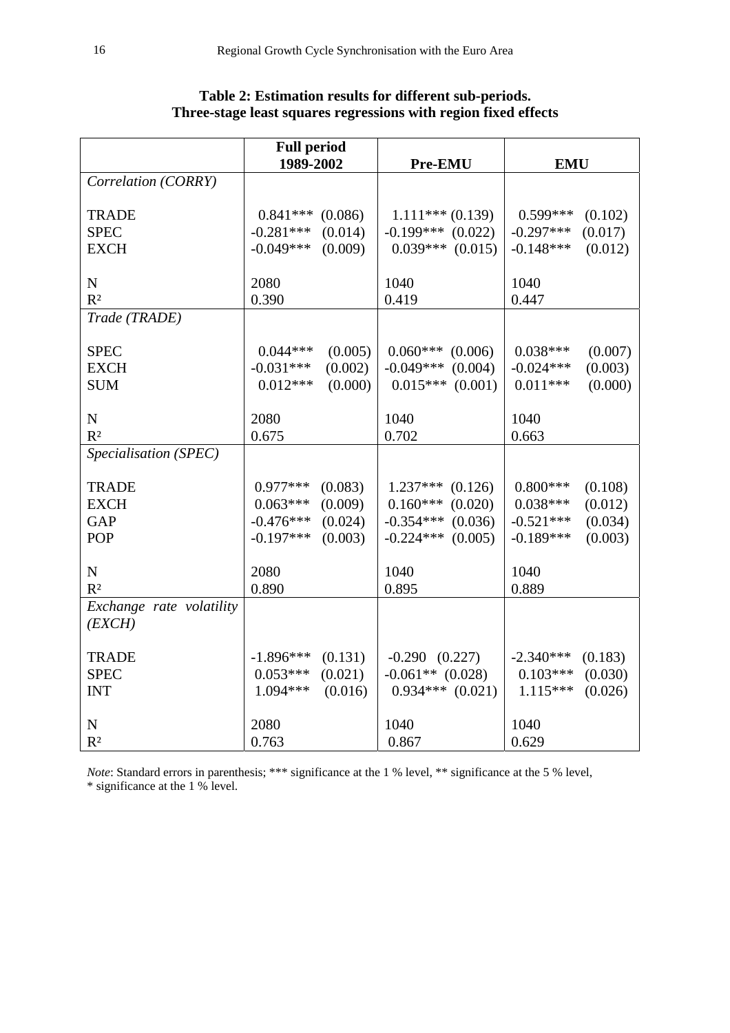**Table 2: Estimation results for different sub-periods.**
**Three-stage least squares regressions with region fixed effects**

| | Full period 1989-2002 | Pre-EMU | EMU |
|---|---|---|---|
| *Correlation (CORRY)* | | | |
| TRADE | 0.841*** (0.086) | 1.111*** (0.139) | 0.599*** (0.102) |
| SPEC | -0.281*** (0.014) | -0.199*** (0.022) | -0.297*** (0.017) |
| EXCH | -0.049*** (0.009) | 0.039*** (0.015) | -0.148*** (0.012) |
| N | 2080 | 1040 | 1040 |
| $R^2$ | 0.390 | 0.419 | 0.447 |
| *Trade (TRADE)* | | | |
| SPEC | 0.044*** (0.005) | 0.060*** (0.006) | 0.038*** (0.007) |
| EXCH | -0.031*** (0.002) | -0.049*** (0.004) | -0.024*** (0.003) |
| SUM | 0.012*** (0.000) | 0.015*** (0.001) | 0.011*** (0.000) |
| N | 2080 | 1040 | 1040 |
| $R^2$ | 0.675 | 0.702 | 0.663 |
| *Specialisation (SPEC)* | | | |
| TRADE | 0.977*** (0.083) | 1.237*** (0.126) | 0.800*** (0.108) |
| EXCH | 0.063*** (0.009) | 0.160*** (0.020) | 0.038*** (0.012) |
| GAP | -0.476*** (0.024) | -0.354*** (0.036) | -0.521*** (0.034) |
| POP | -0.197*** (0.003) | -0.224*** (0.005) | -0.189*** (0.003) |
| N | 2080 | 1040 | 1040 |
| $R^2$ | 0.890 | 0.895 | 0.889 |
| *Exchange rate volatility (EXCH)* | | | |
| TRADE | -1.896*** (0.131) | -0.290 (0.227) | -2.340*** (0.183) |
| SPEC | 0.053*** (0.021) | -0.061** (0.028) | 0.103*** (0.030) |
| INT | 1.094*** (0.016) | 0.934*** (0.021) | 1.115*** (0.026) |
| N | 2080 | 1040 | 1040 |
| $R^2$ | 0.763 | 0.867 | 0.629 |

*Note*: Standard errors in parenthesis; *** significance at the 1 % level, ** significance at the 5 % level, * significance at the 1 % level.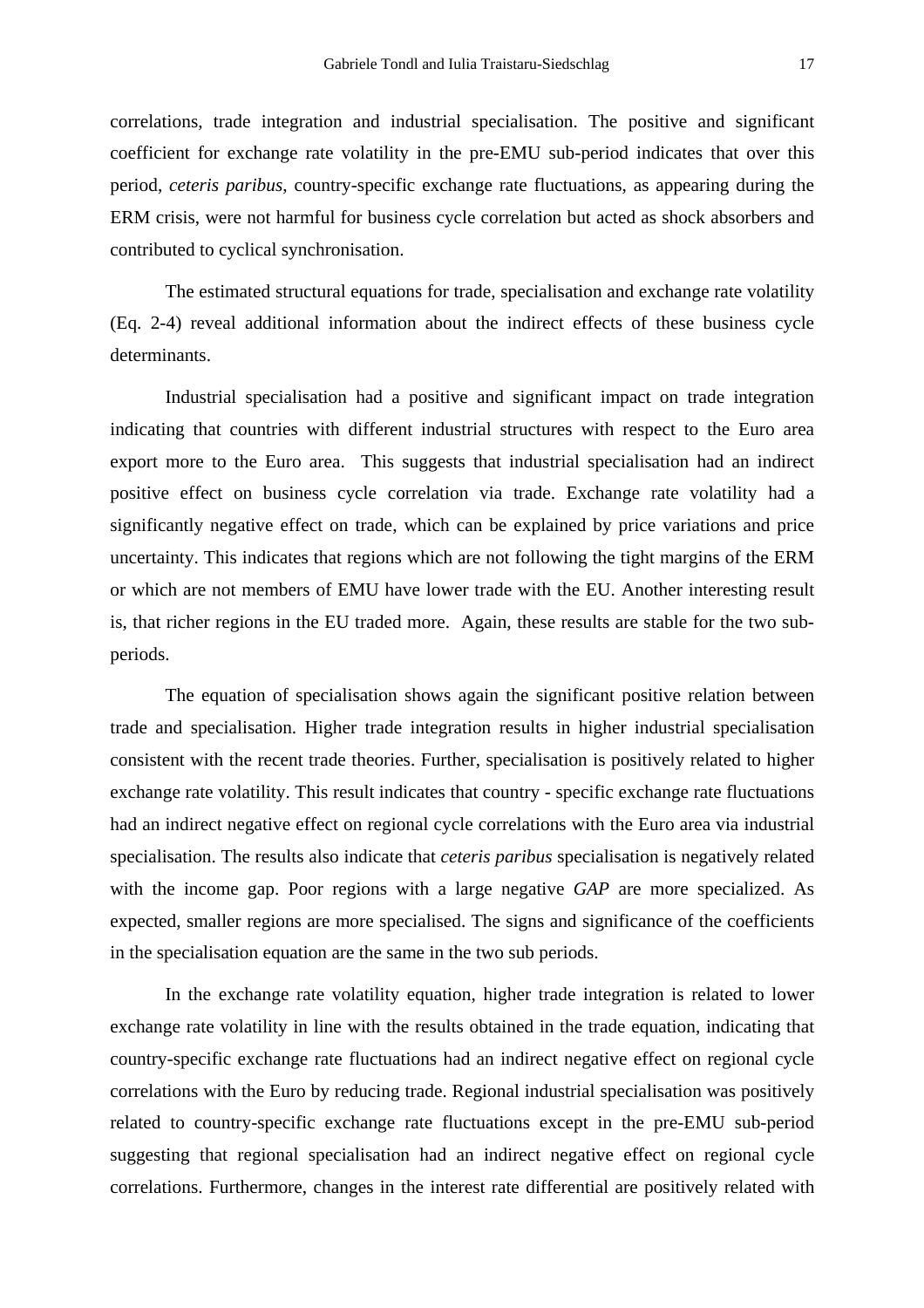correlations, trade integration and industrial specialisation. The positive and significant coefficient for exchange rate volatility in the pre-EMU sub-period indicates that over this period, *ceteris paribus*, country-specific exchange rate fluctuations, as appearing during the ERM crisis, were not harmful for business cycle correlation but acted as shock absorbers and contributed to cyclical synchronisation.

The estimated structural equations for trade, specialisation and exchange rate volatility (Eq. 2-4) reveal additional information about the indirect effects of these business cycle determinants.

Industrial specialisation had a positive and significant impact on trade integration indicating that countries with different industrial structures with respect to the Euro area export more to the Euro area. This suggests that industrial specialisation had an indirect positive effect on business cycle correlation via trade. Exchange rate volatility had a significantly negative effect on trade, which can be explained by price variations and price uncertainty. This indicates that regions which are not following the tight margins of the ERM or which are not members of EMU have lower trade with the EU. Another interesting result is, that richer regions in the EU traded more. Again, these results are stable for the two sub-periods.

The equation of specialisation shows again the significant positive relation between trade and specialisation. Higher trade integration results in higher industrial specialisation consistent with the recent trade theories. Further, specialisation is positively related to higher exchange rate volatility. This result indicates that country - specific exchange rate fluctuations had an indirect negative effect on regional cycle correlations with the Euro area via industrial specialisation. The results also indicate that *ceteris paribus* specialisation is negatively related with the income gap. Poor regions with a large negative *GAP* are more specialized. As expected, smaller regions are more specialised. The signs and significance of the coefficients in the specialisation equation are the same in the two sub periods.

In the exchange rate volatility equation, higher trade integration is related to lower exchange rate volatility in line with the results obtained in the trade equation, indicating that country-specific exchange rate fluctuations had an indirect negative effect on regional cycle correlations with the Euro by reducing trade. Regional industrial specialisation was positively related to country-specific exchange rate fluctuations except in the pre-EMU sub-period suggesting that regional specialisation had an indirect negative effect on regional cycle correlations. Furthermore, changes in the interest rate differential are positively related with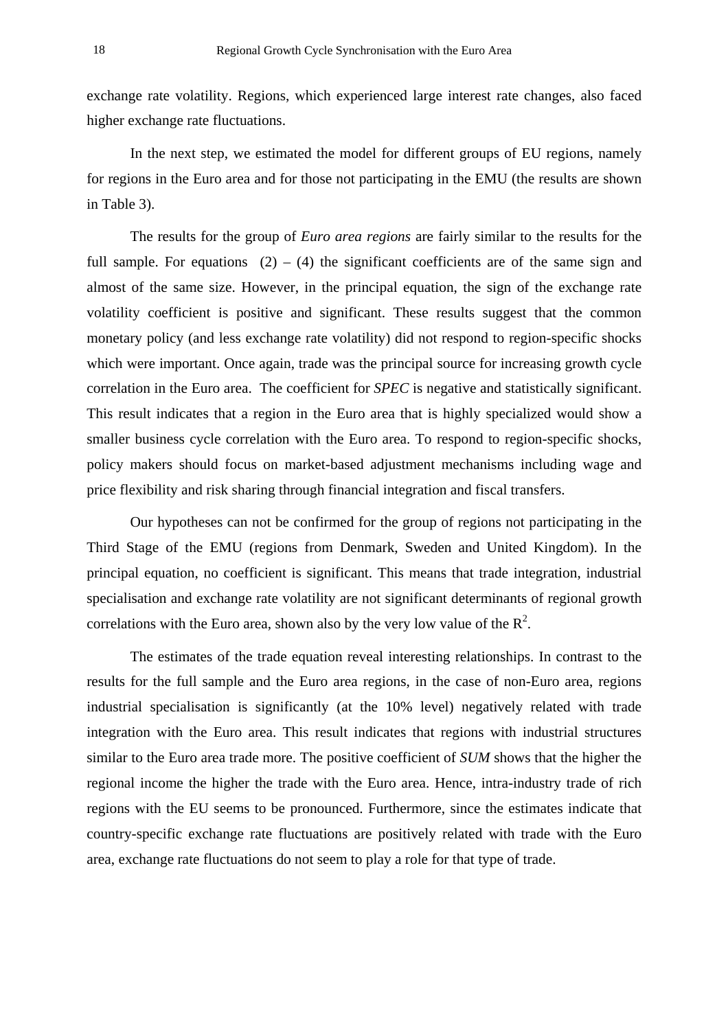exchange rate volatility. Regions, which experienced large interest rate changes, also faced higher exchange rate fluctuations.

In the next step, we estimated the model for different groups of EU regions, namely for regions in the Euro area and for those not participating in the EMU (the results are shown in Table 3).

The results for the group of *Euro area regions* are fairly similar to the results for the full sample. For equations (2) – (4) the significant coefficients are of the same sign and almost of the same size. However, in the principal equation, the sign of the exchange rate volatility coefficient is positive and significant. These results suggest that the common monetary policy (and less exchange rate volatility) did not respond to region-specific shocks which were important. Once again, trade was the principal source for increasing growth cycle correlation in the Euro area. The coefficient for *SPEC* is negative and statistically significant. This result indicates that a region in the Euro area that is highly specialized would show a smaller business cycle correlation with the Euro area. To respond to region-specific shocks, policy makers should focus on market-based adjustment mechanisms including wage and price flexibility and risk sharing through financial integration and fiscal transfers.

Our hypotheses can not be confirmed for the group of regions not participating in the Third Stage of the EMU (regions from Denmark, Sweden and United Kingdom). In the principal equation, no coefficient is significant. This means that trade integration, industrial specialisation and exchange rate volatility are not significant determinants of regional growth correlations with the Euro area, shown also by the very low value of the $R^2$.

The estimates of the trade equation reveal interesting relationships. In contrast to the results for the full sample and the Euro area regions, in the case of non-Euro area, regions industrial specialisation is significantly (at the 10% level) negatively related with trade integration with the Euro area. This result indicates that regions with industrial structures similar to the Euro area trade more. The positive coefficient of *SUM* shows that the higher the regional income the higher the trade with the Euro area. Hence, intra-industry trade of rich regions with the EU seems to be pronounced. Furthermore, since the estimates indicate that country-specific exchange rate fluctuations are positively related with trade with the Euro area, exchange rate fluctuations do not seem to play a role for that type of trade.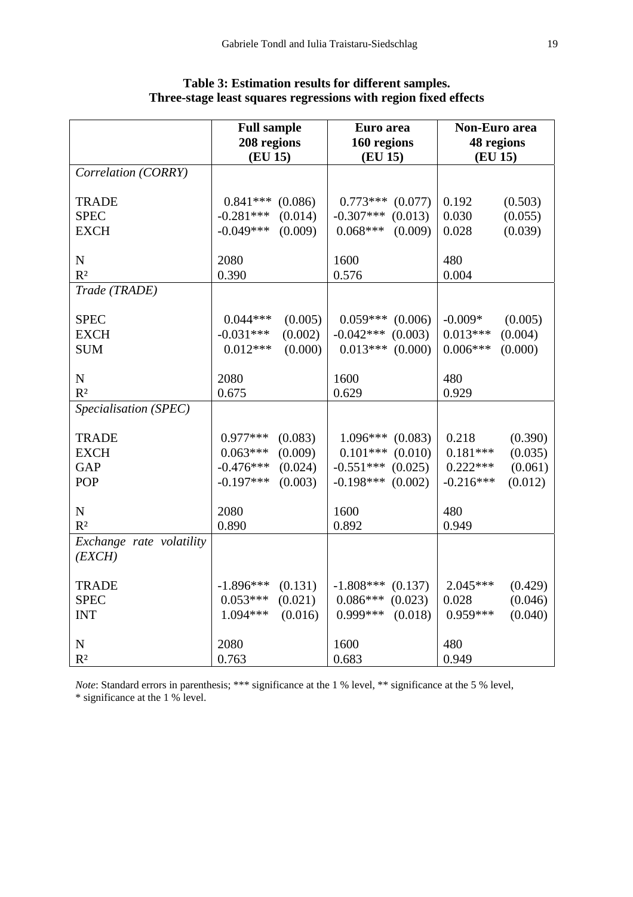**Table 3: Estimation results for different samples. Three-stage least squares regressions with region fixed effects**

| | Full sample 208 regions (EU 15) | | Euro area 160 regions (EU 15) | | Non-Euro area 48 regions (EU 15) | |
|---|---|---|---|---|---|---|
| *Correlation (CORRY)* | | | | | | |
| TRADE | 0.841*** | (0.086) | 0.773*** | (0.077) | 0.192 | (0.503) |
| SPEC | -0.281*** | (0.014) | -0.307*** | (0.013) | 0.030 | (0.055) |
| EXCH | -0.049*** | (0.009) | 0.068*** | (0.009) | 0.028 | (0.039) |
| N | 2080 | | 1600 | | 480 | |
| $R^2$ | 0.390 | | 0.576 | | 0.004 | |
| *Trade (TRADE)* | | | | | | |
| SPEC | 0.044*** | (0.005) | 0.059*** | (0.006) | -0.009* | (0.005) |
| EXCH | -0.031*** | (0.002) | -0.042*** | (0.003) | 0.013*** | (0.004) |
| SUM | 0.012*** | (0.000) | 0.013*** | (0.000) | 0.006*** | (0.000) |
| N | 2080 | | 1600 | | 480 | |
| $R^2$ | 0.675 | | 0.629 | | 0.929 | |
| *Specialisation (SPEC)* | | | | | | |
| TRADE | 0.977*** | (0.083) | 1.096*** | (0.083) | 0.218 | (0.390) |
| EXCH | 0.063*** | (0.009) | 0.101*** | (0.010) | 0.181*** | (0.035) |
| GAP | -0.476*** | (0.024) | -0.551*** | (0.025) | 0.222*** | (0.061) |
| POP | -0.197*** | (0.003) | -0.198*** | (0.002) | -0.216*** | (0.012) |
| N | 2080 | | 1600 | | 480 | |
| $R^2$ | 0.890 | | 0.892 | | 0.949 | |
| *Exchange rate volatility (EXCH)* | | | | | | |
| TRADE | -1.896*** | (0.131) | -1.808*** | (0.137) | 2.045*** | (0.429) |
| SPEC | 0.053*** | (0.021) | 0.086*** | (0.023) | 0.028 | (0.046) |
| INT | 1.094*** | (0.016) | 0.999*** | (0.018) | 0.959*** | (0.040) |
| N | 2080 | | 1600 | | 480 | |
| $R^2$ | 0.763 | | 0.683 | | 0.949 | |

*Note*: Standard errors in parenthesis; *** significance at the 1 % level, ** significance at the 5 % level, * significance at the 1 % level.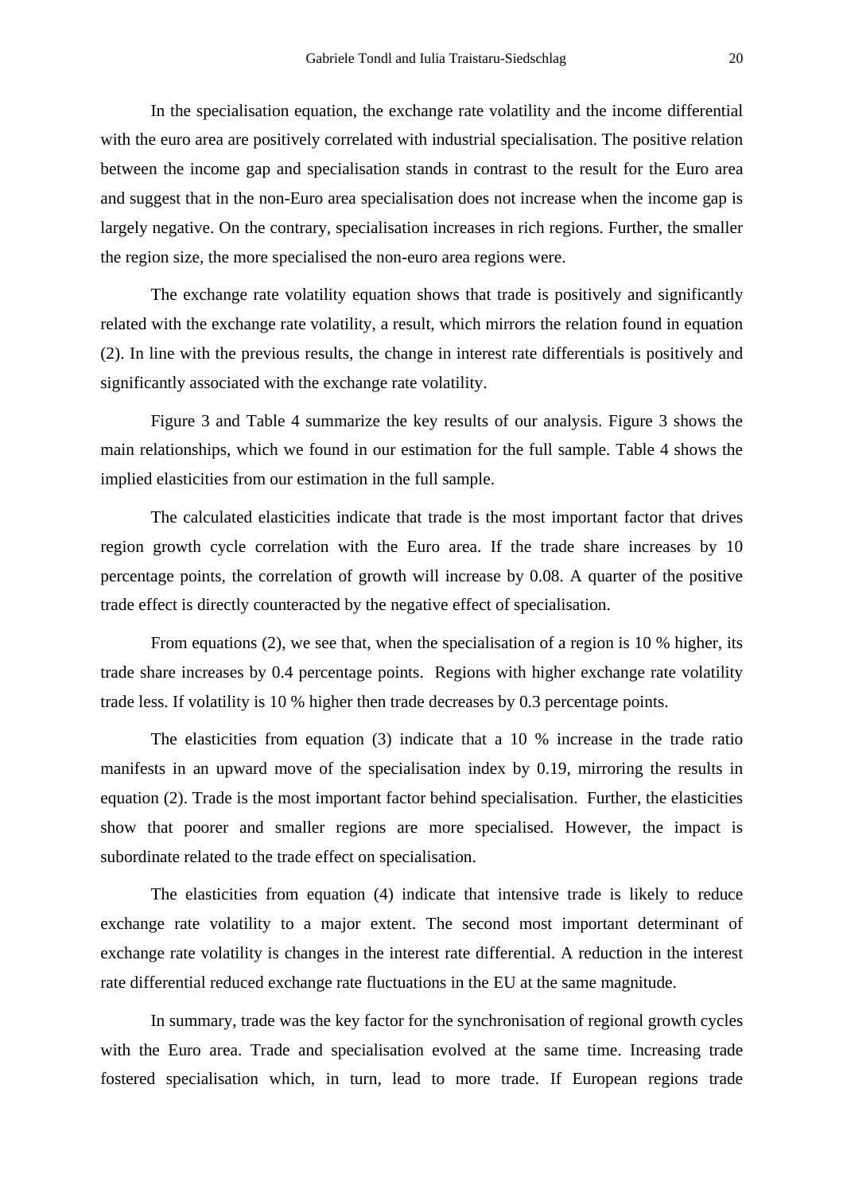In the specialisation equation, the exchange rate volatility and the income differential with the euro area are positively correlated with industrial specialisation. The positive relation between the income gap and specialisation stands in contrast to the result for the Euro area and suggest that in the non-Euro area specialisation does not increase when the income gap is largely negative. On the contrary, specialisation increases in rich regions. Further, the smaller the region size, the more specialised the non-euro area regions were.

The exchange rate volatility equation shows that trade is positively and significantly related with the exchange rate volatility, a result, which mirrors the relation found in equation (2). In line with the previous results, the change in interest rate differentials is positively and significantly associated with the exchange rate volatility.

Figure 3 and Table 4 summarize the key results of our analysis. Figure 3 shows the main relationships, which we found in our estimation for the full sample. Table 4 shows the implied elasticities from our estimation in the full sample.

The calculated elasticities indicate that trade is the most important factor that drives region growth cycle correlation with the Euro area. If the trade share increases by 10 percentage points, the correlation of growth will increase by 0.08. A quarter of the positive trade effect is directly counteracted by the negative effect of specialisation.

From equations (2), we see that, when the specialisation of a region is 10 % higher, its trade share increases by 0.4 percentage points. Regions with higher exchange rate volatility trade less. If volatility is 10 % higher then trade decreases by 0.3 percentage points.

The elasticities from equation (3) indicate that a 10 % increase in the trade ratio manifests in an upward move of the specialisation index by 0.19, mirroring the results in equation (2). Trade is the most important factor behind specialisation. Further, the elasticities show that poorer and smaller regions are more specialised. However, the impact is subordinate related to the trade effect on specialisation.

The elasticities from equation (4) indicate that intensive trade is likely to reduce exchange rate volatility to a major extent. The second most important determinant of exchange rate volatility is changes in the interest rate differential. A reduction in the interest rate differential reduced exchange rate fluctuations in the EU at the same magnitude.

In summary, trade was the key factor for the synchronisation of regional growth cycles with the Euro area. Trade and specialisation evolved at the same time. Increasing trade fostered specialisation which, in turn, lead to more trade. If European regions trade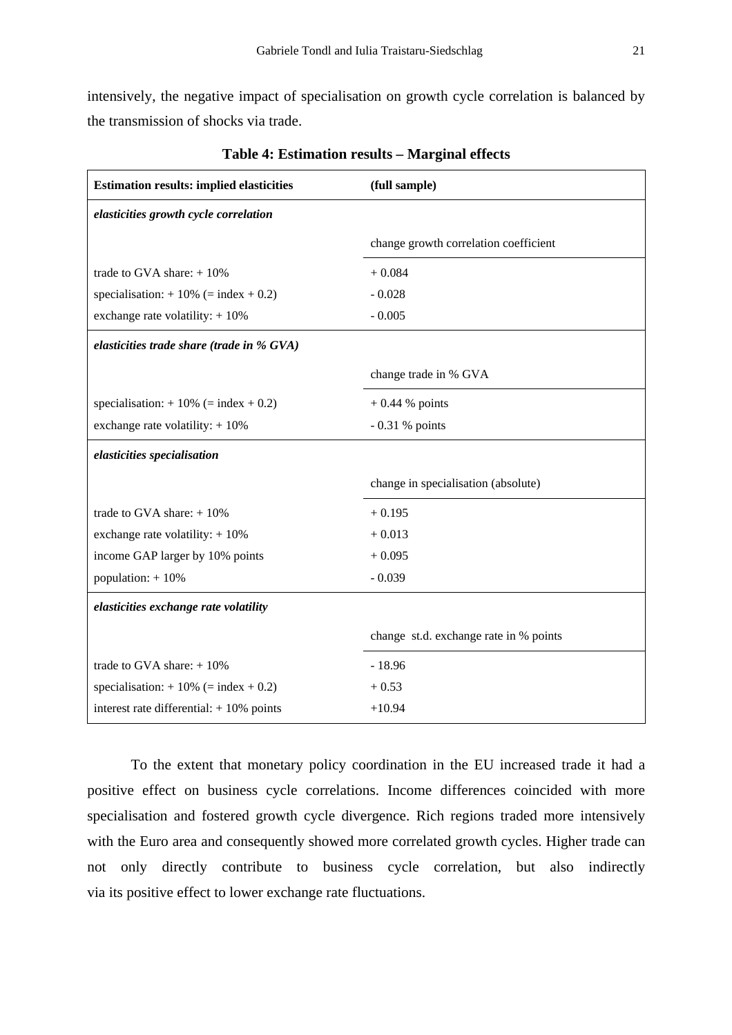intensively, the negative impact of specialisation on growth cycle correlation is balanced by the transmission of shocks via trade.

**Table 4: Estimation results – Marginal effects**

| **Estimation results: implied elasticities** | **(full sample)** |
|---|---|
| ***elasticities growth cycle correlation*** | |
| | change growth correlation coefficient |
| trade to GVA share: + 10% | + 0.084 |
| specialisation: + 10% (= index + 0.2) | - 0.028 |
| exchange rate volatility: + 10% | - 0.005 |
| ***elasticities trade share (trade in % GVA)*** | |
| | change trade in % GVA |
| specialisation: + 10% (= index + 0.2) | + 0.44 % points |
| exchange rate volatility: + 10% | - 0.31 % points |
| ***elasticities specialisation*** | |
| | change in specialisation (absolute) |
| trade to GVA share: + 10% | + 0.195 |
| exchange rate volatility: + 10% | + 0.013 |
| income GAP larger by 10% points | + 0.095 |
| population: + 10% | - 0.039 |
| ***elasticities exchange rate volatility*** | |
| | change st.d. exchange rate in % points |
| trade to GVA share: + 10% | - 18.96 |
| specialisation: + 10% (= index + 0.2) | + 0.53 |
| interest rate differential: + 10% points | +10.94 |

To the extent that monetary policy coordination in the EU increased trade it had a positive effect on business cycle correlations. Income differences coincided with more specialisation and fostered growth cycle divergence. Rich regions traded more intensively with the Euro area and consequently showed more correlated growth cycles. Higher trade can not only directly contribute to business cycle correlation, but also indirectly via its positive effect to lower exchange rate fluctuations.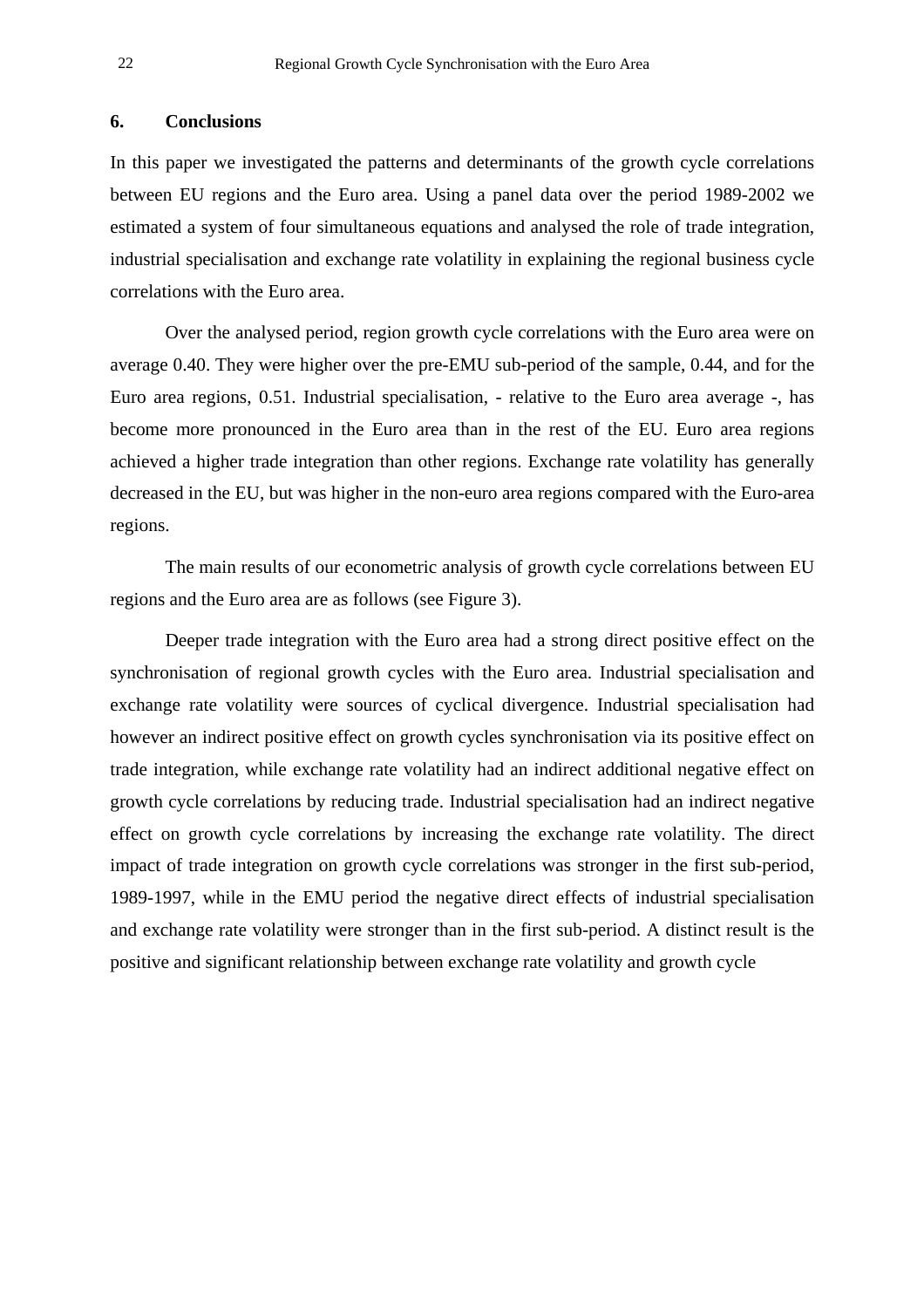## 6. Conclusions

In this paper we investigated the patterns and determinants of the growth cycle correlations between EU regions and the Euro area. Using a panel data over the period 1989-2002 we estimated a system of four simultaneous equations and analysed the role of trade integration, industrial specialisation and exchange rate volatility in explaining the regional business cycle correlations with the Euro area.

Over the analysed period, region growth cycle correlations with the Euro area were on average 0.40. They were higher over the pre-EMU sub-period of the sample, 0.44, and for the Euro area regions, 0.51. Industrial specialisation, - relative to the Euro area average -, has become more pronounced in the Euro area than in the rest of the EU. Euro area regions achieved a higher trade integration than other regions. Exchange rate volatility has generally decreased in the EU, but was higher in the non-euro area regions compared with the Euro-area regions.

The main results of our econometric analysis of growth cycle correlations between EU regions and the Euro area are as follows (see Figure 3).

Deeper trade integration with the Euro area had a strong direct positive effect on the synchronisation of regional growth cycles with the Euro area. Industrial specialisation and exchange rate volatility were sources of cyclical divergence. Industrial specialisation had however an indirect positive effect on growth cycles synchronisation via its positive effect on trade integration, while exchange rate volatility had an indirect additional negative effect on growth cycle correlations by reducing trade. Industrial specialisation had an indirect negative effect on growth cycle correlations by increasing the exchange rate volatility. The direct impact of trade integration on growth cycle correlations was stronger in the first sub-period, 1989-1997, while in the EMU period the negative direct effects of industrial specialisation and exchange rate volatility were stronger than in the first sub-period. A distinct result is the positive and significant relationship between exchange rate volatility and growth cycle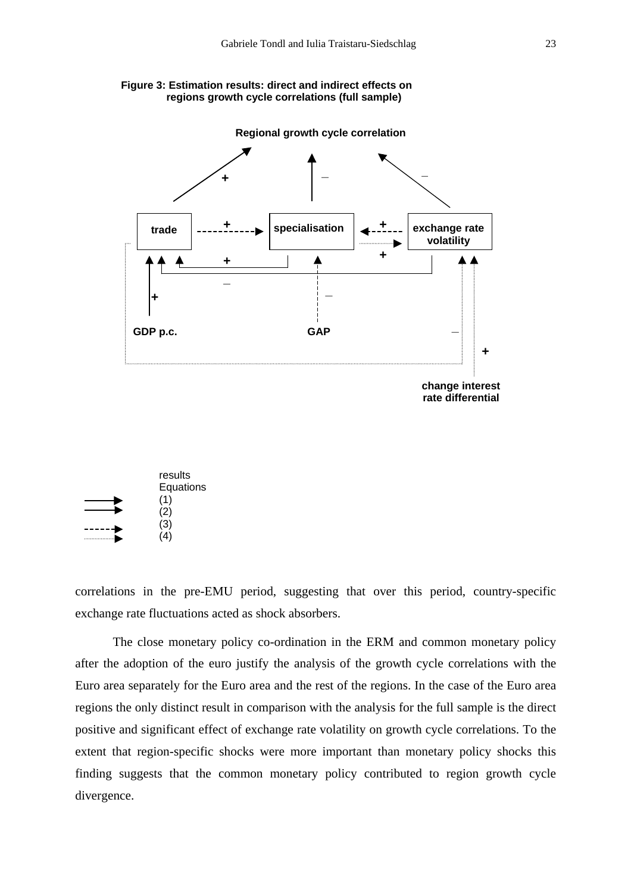**Figure 3: Estimation results: direct and indirect effects on regions growth cycle correlations (full sample)**

Regional growth cycle correlation

\+ – –

trade + specialisation + exchange rate volatility

\+ +

–

\+ –

GDP p.c. GAP –

\+

change interest rate differential

results Equations
(1)
(2)
(3)
(4)

correlations in the pre-EMU period, suggesting that over this period, country-specific exchange rate fluctuations acted as shock absorbers.

The close monetary policy co-ordination in the ERM and common monetary policy after the adoption of the euro justify the analysis of the growth cycle correlations with the Euro area separately for the Euro area and the rest of the regions. In the case of the Euro area regions the only distinct result in comparison with the analysis for the full sample is the direct positive and significant effect of exchange rate volatility on growth cycle correlations. To the extent that region-specific shocks were more important than monetary policy shocks this finding suggests that the common monetary policy contributed to region growth cycle divergence.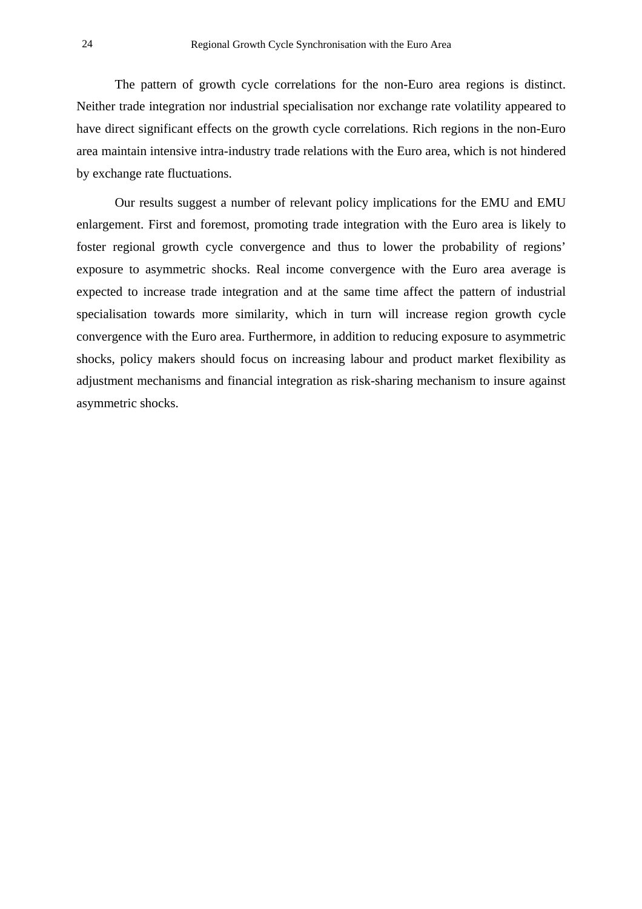The pattern of growth cycle correlations for the non-Euro area regions is distinct. Neither trade integration nor industrial specialisation nor exchange rate volatility appeared to have direct significant effects on the growth cycle correlations. Rich regions in the non-Euro area maintain intensive intra-industry trade relations with the Euro area, which is not hindered by exchange rate fluctuations.

Our results suggest a number of relevant policy implications for the EMU and EMU enlargement. First and foremost, promoting trade integration with the Euro area is likely to foster regional growth cycle convergence and thus to lower the probability of regions' exposure to asymmetric shocks. Real income convergence with the Euro area average is expected to increase trade integration and at the same time affect the pattern of industrial specialisation towards more similarity, which in turn will increase region growth cycle convergence with the Euro area. Furthermore, in addition to reducing exposure to asymmetric shocks, policy makers should focus on increasing labour and product market flexibility as adjustment mechanisms and financial integration as risk-sharing mechanism to insure against asymmetric shocks.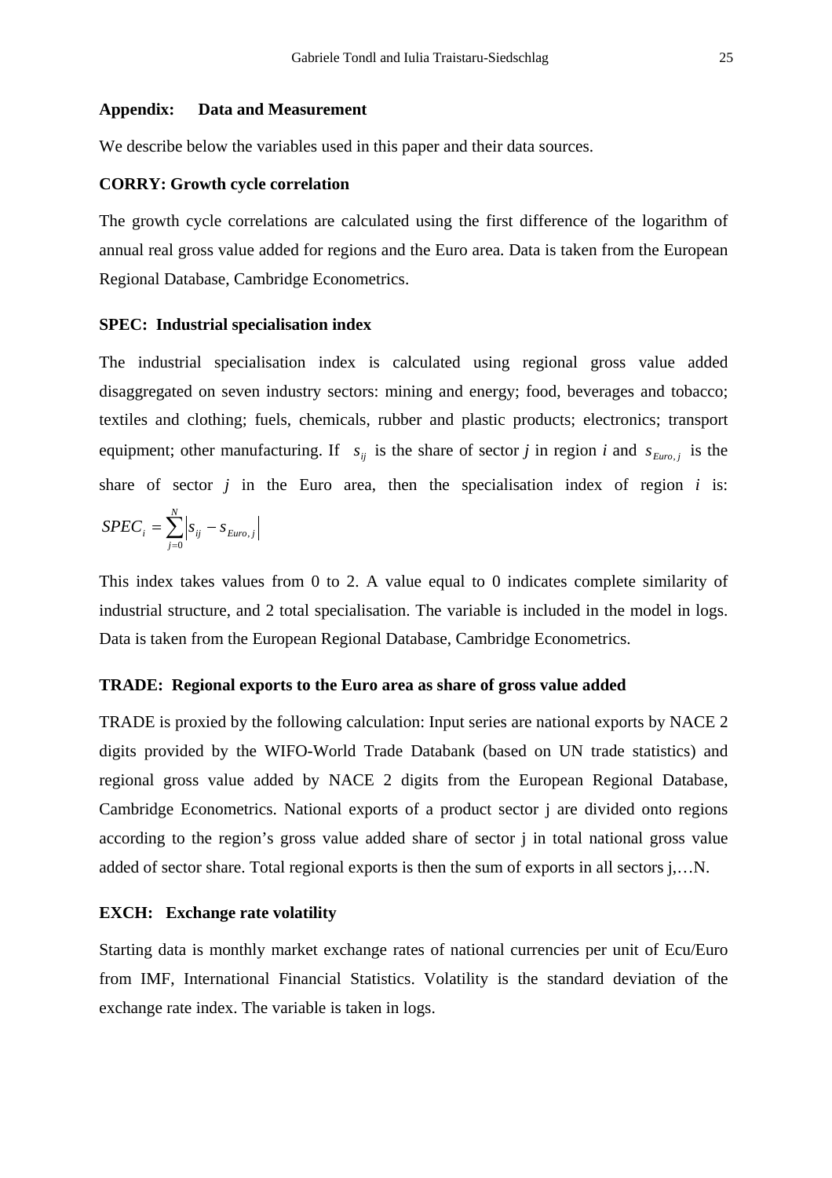## Appendix: Data and Measurement

We describe below the variables used in this paper and their data sources.

**CORRY: Growth cycle correlation**

The growth cycle correlations are calculated using the first difference of the logarithm of annual real gross value added for regions and the Euro area. Data is taken from the European Regional Database, Cambridge Econometrics.

**SPEC: Industrial specialisation index**

The industrial specialisation index is calculated using regional gross value added disaggregated on seven industry sectors: mining and energy; food, beverages and tobacco; textiles and clothing; fuels, chemicals, rubber and plastic products; electronics; transport equipment; other manufacturing. If $s_{ij}$ is the share of sector *j* in region *i* and $s_{Euro,j}$ is the share of sector *j* in the Euro area, then the specialisation index of region *i* is: $SPEC_i = \sum_{j=0}^{N} \left| s_{ij} - s_{Euro,j} \right|$

This index takes values from 0 to 2. A value equal to 0 indicates complete similarity of industrial structure, and 2 total specialisation. The variable is included in the model in logs. Data is taken from the European Regional Database, Cambridge Econometrics.

**TRADE: Regional exports to the Euro area as share of gross value added**

TRADE is proxied by the following calculation: Input series are national exports by NACE 2 digits provided by the WIFO-World Trade Databank (based on UN trade statistics) and regional gross value added by NACE 2 digits from the European Regional Database, Cambridge Econometrics. National exports of a product sector j are divided onto regions according to the region's gross value added share of sector j in total national gross value added of sector share. Total regional exports is then the sum of exports in all sectors j,…N.

**EXCH: Exchange rate volatility**

Starting data is monthly market exchange rates of national currencies per unit of Ecu/Euro from IMF, International Financial Statistics. Volatility is the standard deviation of the exchange rate index. The variable is taken in logs.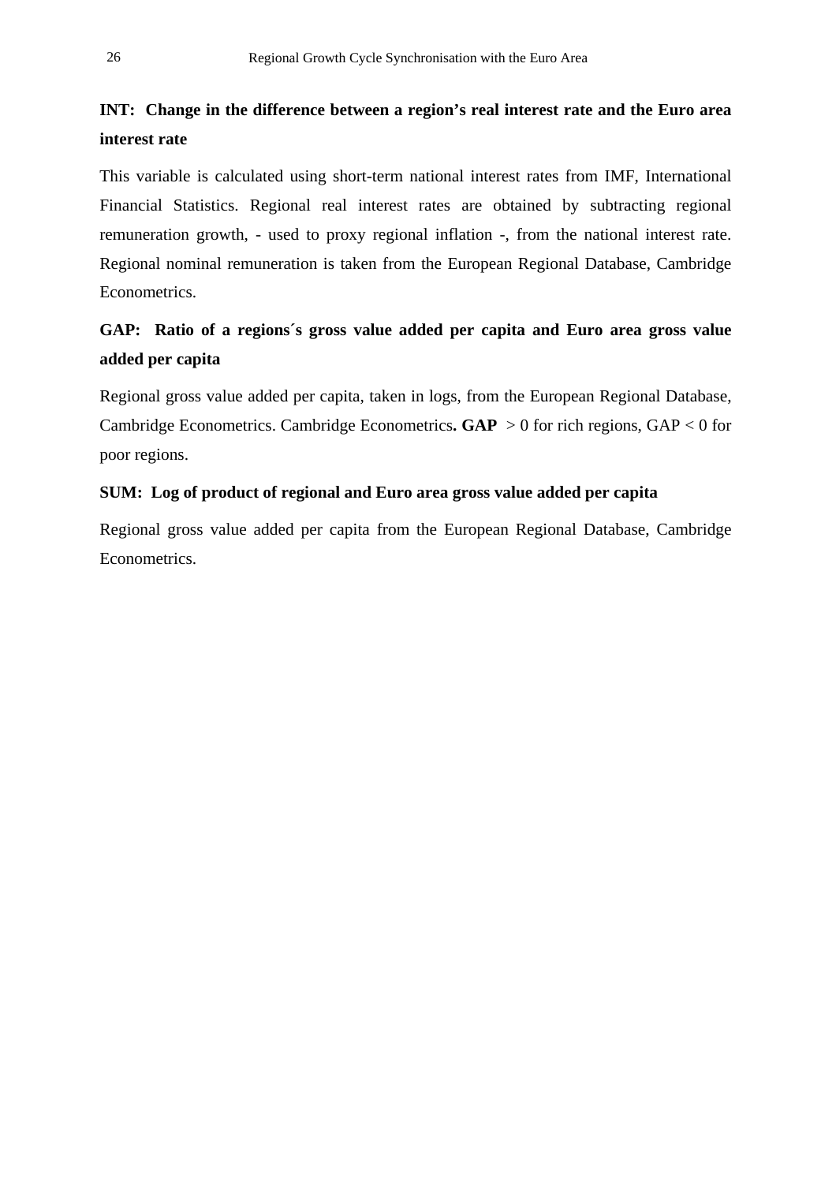**INT: Change in the difference between a region's real interest rate and the Euro area interest rate**

This variable is calculated using short-term national interest rates from IMF, International Financial Statistics. Regional real interest rates are obtained by subtracting regional remuneration growth, - used to proxy regional inflation -, from the national interest rate. Regional nominal remuneration is taken from the European Regional Database, Cambridge Econometrics.

**GAP: Ratio of a regions´s gross value added per capita and Euro area gross value added per capita**

Regional gross value added per capita, taken in logs, from the European Regional Database, Cambridge Econometrics. Cambridge Econometrics**. GAP** > 0 for rich regions, GAP < 0 for poor regions.

**SUM: Log of product of regional and Euro area gross value added per capita**

Regional gross value added per capita from the European Regional Database, Cambridge Econometrics.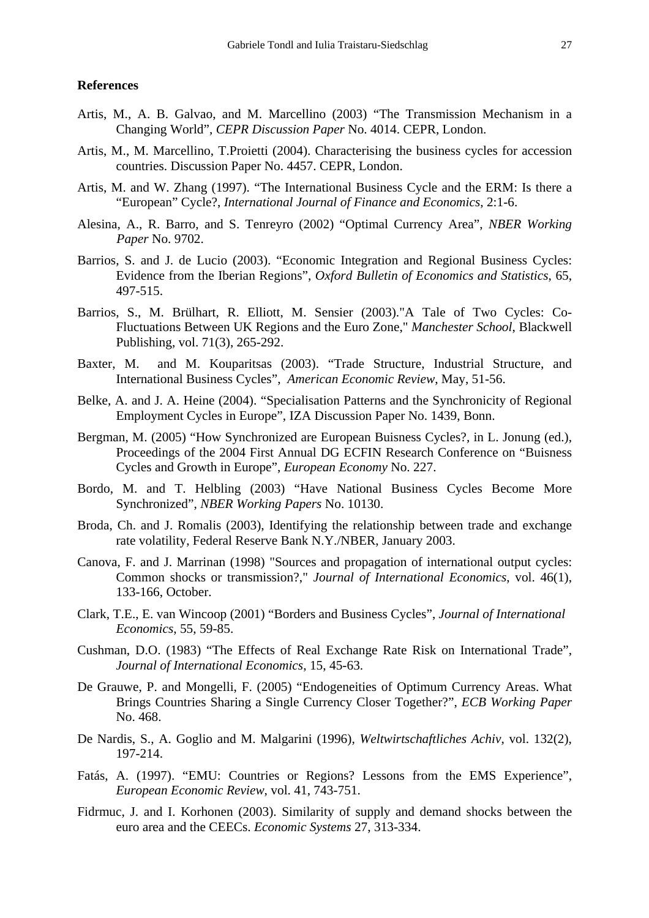**References**

Artis, M., A. B. Galvao, and M. Marcellino (2003) "The Transmission Mechanism in a Changing World", *CEPR Discussion Paper* No. 4014. CEPR, London.

Artis, M., M. Marcellino, T.Proietti (2004). Characterising the business cycles for accession countries. Discussion Paper No. 4457. CEPR, London.

Artis, M. and W. Zhang (1997). "The International Business Cycle and the ERM: Is there a "European" Cycle?, *International Journal of Finance and Economics*, 2:1-6.

Alesina, A., R. Barro, and S. Tenreyro (2002) "Optimal Currency Area", *NBER Working Paper* No. 9702.

Barrios, S. and J. de Lucio (2003). "Economic Integration and Regional Business Cycles: Evidence from the Iberian Regions", *Oxford Bulletin of Economics and Statistics*, 65, 497-515.

Barrios, S., M. Brülhart, R. Elliott, M. Sensier (2003)."A Tale of Two Cycles: Co-Fluctuations Between UK Regions and the Euro Zone," *Manchester School*, Blackwell Publishing, vol. 71(3), 265-292.

Baxter, M. and M. Kouparitsas (2003). "Trade Structure, Industrial Structure, and International Business Cycles", *American Economic Review*, May, 51-56.

Belke, A. and J. A. Heine (2004). "Specialisation Patterns and the Synchronicity of Regional Employment Cycles in Europe", IZA Discussion Paper No. 1439, Bonn.

Bergman, M. (2005) "How Synchronized are European Buisness Cycles?, in L. Jonung (ed.), Proceedings of the 2004 First Annual DG ECFIN Research Conference on "Buisness Cycles and Growth in Europe", *European Economy* No. 227.

Bordo, M. and T. Helbling (2003) "Have National Business Cycles Become More Synchronized", *NBER Working Papers* No. 10130.

Broda, Ch. and J. Romalis (2003), Identifying the relationship between trade and exchange rate volatility, Federal Reserve Bank N.Y./NBER, January 2003.

Canova, F. and J. Marrinan (1998) "Sources and propagation of international output cycles: Common shocks or transmission?," *Journal of International Economics*, vol. 46(1), 133-166, October.

Clark, T.E., E. van Wincoop (2001) "Borders and Business Cycles", *Journal of International Economics*, 55, 59-85.

Cushman, D.O. (1983) "The Effects of Real Exchange Rate Risk on International Trade", *Journal of International Economics*, 15, 45-63.

De Grauwe, P. and Mongelli, F. (2005) "Endogeneities of Optimum Currency Areas. What Brings Countries Sharing a Single Currency Closer Together?", *ECB Working Paper* No. 468.

De Nardis, S., A. Goglio and M. Malgarini (1996), *Weltwirtschaftliches Achiv*, vol. 132(2), 197-214.

Fatás, A. (1997). "EMU: Countries or Regions? Lessons from the EMS Experience", *European Economic Review*, vol. 41, 743-751.

Fidrmuc, J. and I. Korhonen (2003). Similarity of supply and demand shocks between the euro area and the CEECs. *Economic Systems* 27, 313-334.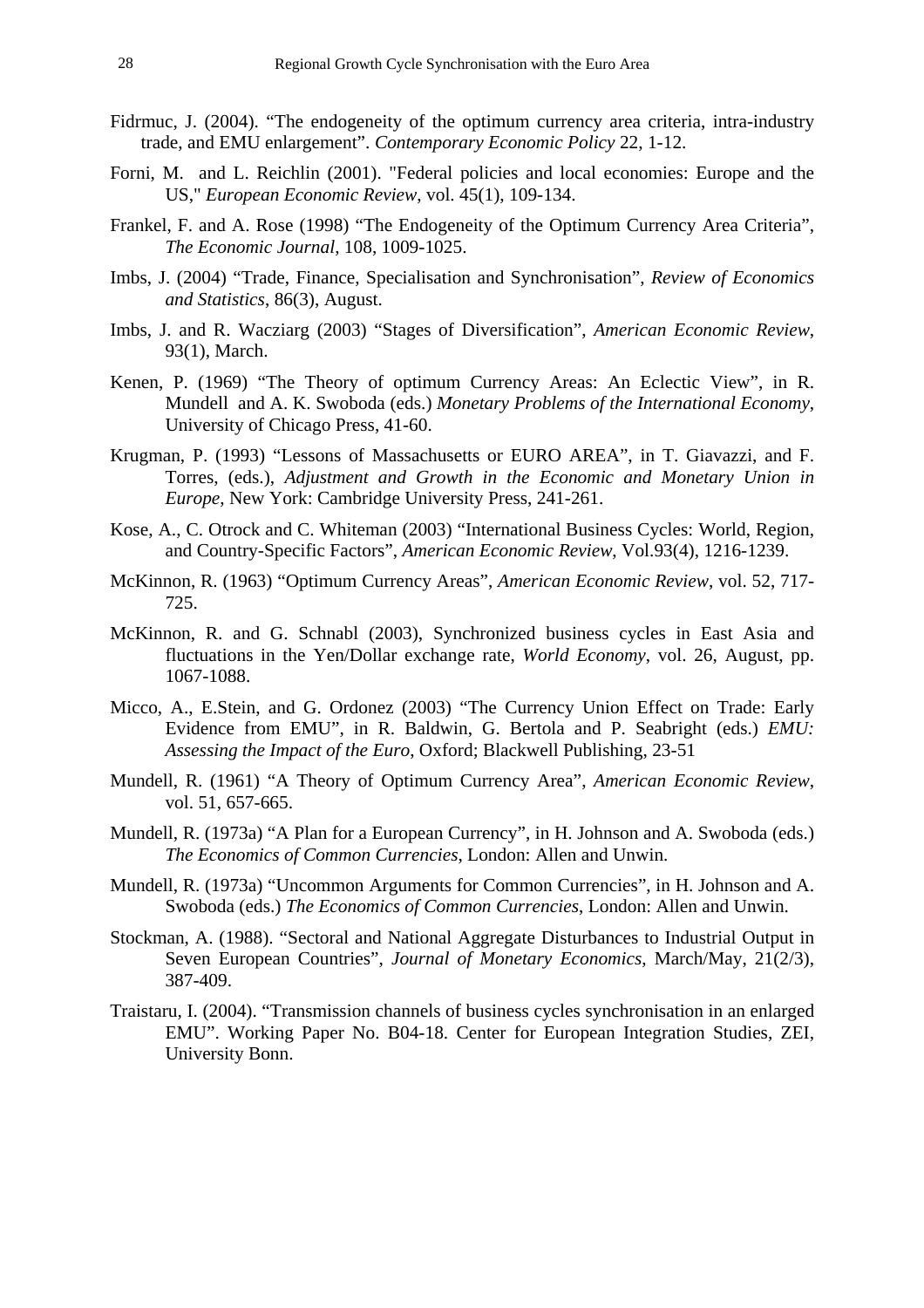Fidrmuc, J. (2004). “The endogeneity of the optimum currency area criteria, intra-industry trade, and EMU enlargement”. *Contemporary Economic Policy* 22, 1-12.

Forni, M. and L. Reichlin (2001). "Federal policies and local economies: Europe and the US," *European Economic Review*, vol. 45(1), 109-134.

Frankel, F. and A. Rose (1998) “The Endogeneity of the Optimum Currency Area Criteria”, *The Economic Journal*, 108, 1009-1025.

Imbs, J. (2004) “Trade, Finance, Specialisation and Synchronisation”, *Review of Economics and Statistics*, 86(3), August.

Imbs, J. and R. Wacziarg (2003) “Stages of Diversification”, *American Economic Review*, 93(1), March.

Kenen, P. (1969) “The Theory of optimum Currency Areas: An Eclectic View”, in R. Mundell and A. K. Swoboda (eds.) *Monetary Problems of the International Economy*, University of Chicago Press, 41-60.

Krugman, P. (1993) “Lessons of Massachusetts or EURO AREA”, in T. Giavazzi, and F. Torres, (eds.), *Adjustment and Growth in the Economic and Monetary Union in Europe*, New York: Cambridge University Press, 241-261.

Kose, A., C. Otrock and C. Whiteman (2003) “International Business Cycles: World, Region, and Country-Specific Factors”, *American Economic Review*, Vol.93(4), 1216-1239.

McKinnon, R. (1963) “Optimum Currency Areas”, *American Economic Review*, vol. 52, 717-725.

McKinnon, R. and G. Schnabl (2003), Synchronized business cycles in East Asia and fluctuations in the Yen/Dollar exchange rate, *World Economy*, vol. 26, August, pp. 1067-1088.

Micco, A., E.Stein, and G. Ordonez (2003) “The Currency Union Effect on Trade: Early Evidence from EMU”, in R. Baldwin, G. Bertola and P. Seabright (eds.) *EMU: Assessing the Impact of the Euro*, Oxford; Blackwell Publishing, 23-51

Mundell, R. (1961) “A Theory of Optimum Currency Area”, *American Economic Review*, vol. 51, 657-665.

Mundell, R. (1973a) “A Plan for a European Currency”, in H. Johnson and A. Swoboda (eds.) *The Economics of Common Currencies*, London: Allen and Unwin.

Mundell, R. (1973a) “Uncommon Arguments for Common Currencies”, in H. Johnson and A. Swoboda (eds.) *The Economics of Common Currencies*, London: Allen and Unwin.

Stockman, A. (1988). “Sectoral and National Aggregate Disturbances to Industrial Output in Seven European Countries”, *Journal of Monetary Economics*, March/May, 21(2/3), 387-409.

Traistaru, I. (2004). “Transmission channels of business cycles synchronisation in an enlarged EMU”. Working Paper No. B04-18. Center for European Integration Studies, ZEI, University Bonn.